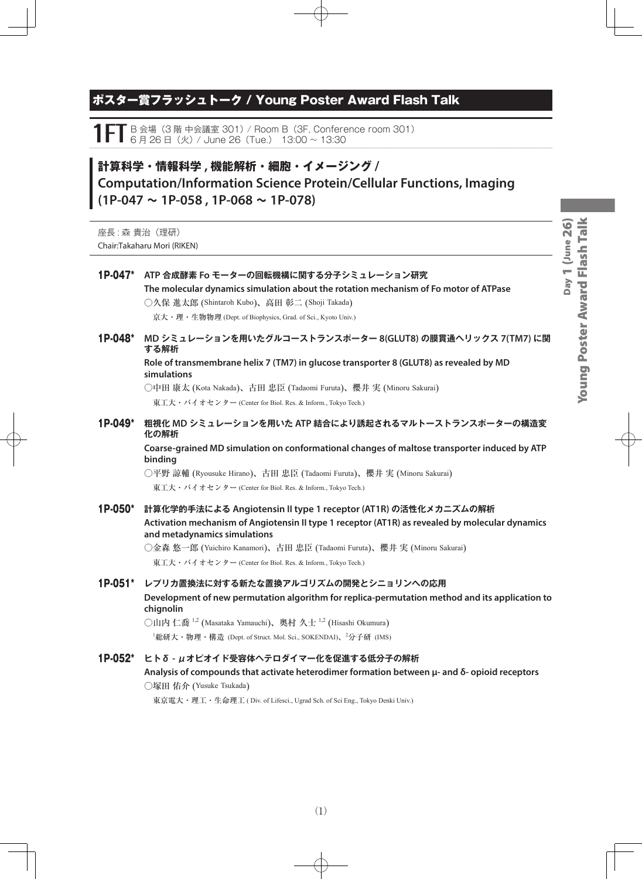## ポスター賞フラッシュトーク / Young Poster Award Flash Talk

**1FT** B 会場（3 階 中会議室 301）/ Room B（3F, Conference room 301）
6 月 26 日（火）/ June 26（Tue.） 13:00 ~ 13:30

## 計算科学・情報科学 , 機能解析・細胞・イメージング / Computation/Information Science Protein/Cellular Functions, Imaging (1P-047 ~ 1P-058 , 1P-068 ~ 1P-078)

座長 : 森 貴治（理研）
Chair:Takaharu Mori (RIKEN)

**1P-047*** **ATP 合成酵素 Fo モーターの回転機構に関する分子シミュレーション研究**
**The molecular dynamics simulation about the rotation mechanism of Fo motor of ATPase**
○久保 進太郎 (Shintaroh Kubo)、高田 彰二 (Shoji Takada)
京大・理・生物物理 (Dept. of Biophysics, Grad. of Sci., Kyoto Univ.)

**1P-048*** **MD シミュレーションを用いたグルコーストランスポーター 8(GLUT8) の膜貫通ヘリックス 7(TM7) に関する解析**
**Role of transmembrane helix 7 (TM7) in glucose transporter 8 (GLUT8) as revealed by MD simulations**
○中田 康太 (Kota Nakada)、古田 忠臣 (Tadaomi Furuta)、櫻井 実 (Minoru Sakurai)
東工大・バイオセンター (Center for Biol. Res. & Inform., Tokyo Tech.)

**1P-049*** **粗視化 MD シミュレーションを用いた ATP 結合により誘起されるマルトーストランスポーターの構造変化の解析**
**Coarse-grained MD simulation on conformational changes of maltose transporter induced by ATP binding**
○平野 諒輔 (Ryousuke Hirano)、古田 忠臣 (Tadaomi Furuta)、櫻井 実 (Minoru Sakurai)
東工大・バイオセンター (Center for Biol. Res. & Inform., Tokyo Tech.)

**1P-050*** **計算化学的手法による Angiotensin II type 1 receptor (AT1R) の活性化メカニズムの解析**
**Activation mechanism of Angiotensin II type 1 receptor (AT1R) as revealed by molecular dynamics and metadynamics simulations**
○金森 悠一郎 (Yuichiro Kanamori)、古田 忠臣 (Tadaomi Furuta)、櫻井 実 (Minoru Sakurai)
東工大・バイオセンター (Center for Biol. Res. & Inform., Tokyo Tech.)

**1P-051*** **レプリカ置換法に対する新たな置換アルゴリズムの開発とシニョリンへの応用**
**Development of new permutation algorithm for replica-permutation method and its application to chignolin**
○山内 仁喬 [1,2] (Masataka Yamauchi)、奥村 久士 [1,2] (Hisashi Okumura)
[1]総研大・物理・構造 (Dept. of Struct. Mol. Sci., SOKENDAI)、[2]分子研 (IMS)

**1P-052*** **ヒトδ - μオピオイド受容体ヘテロダイマー化を促進する低分子の解析**
**Analysis of compounds that activate heterodimer formation between μ- and δ- opioid receptors**
○塚田 佑介 (Yusuke Tsukada)
東京電大・理工・生命理工 ( Div. of Lifesci., Ugrad Sch. of Sci Eng., Tokyo Denki Univ.)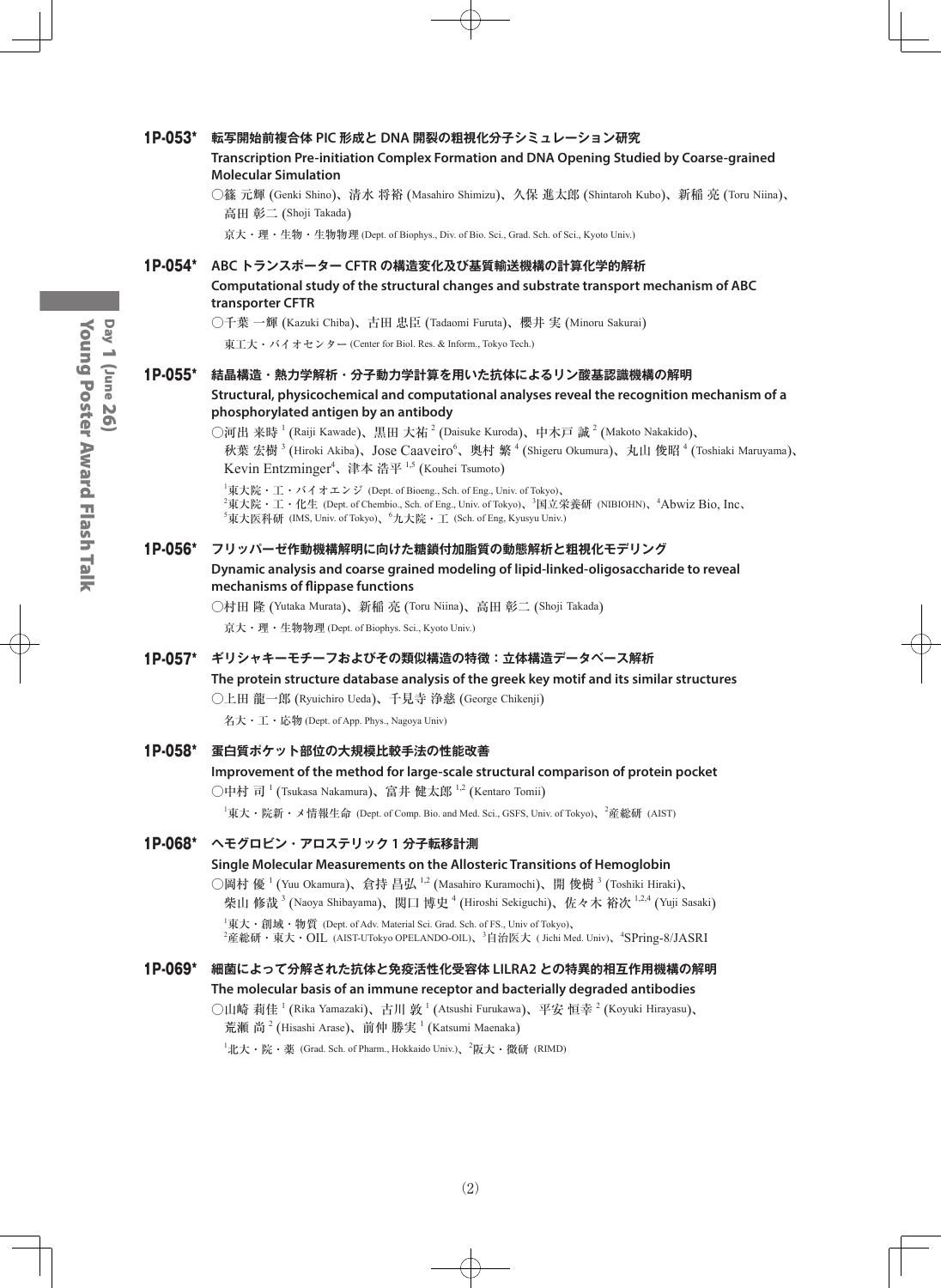## 1P-053* 転写開始前複合体 PIC 形成と DNA 開裂の粗視化分子シミュレーション研究

**Transcription Pre-initiation Complex Formation and DNA Opening Studied by Coarse-grained Molecular Simulation**

○篠 元輝 (Genki Shino)、清水 将裕 (Masahiro Shimizu)、久保 進太郎 (Shintaroh Kubo)、新稲 亮 (Toru Niina)、高田 彰二 (Shoji Takada)

京大・理・生物・生物物理 (Dept. of Biophys., Div. of Bio. Sci., Grad. Sch. of Sci., Kyoto Univ.)

## 1P-054* ABC トランスポーター CFTR の構造変化及び基質輸送機構の計算化学的解析

**Computational study of the structural changes and substrate transport mechanism of ABC transporter CFTR**

○千葉 一輝 (Kazuki Chiba)、古田 忠臣 (Tadaomi Furuta)、櫻井 実 (Minoru Sakurai)

東工大・バイオセンター (Center for Biol. Res. & Inform., Tokyo Tech.)

## 1P-055* 結晶構造・熱力学解析・分子動力学計算を用いた抗体によるリン酸基認識機構の解明

**Structural, physicochemical and computational analyses reveal the recognition mechanism of a phosphorylated antigen by an antibody**

○河出 来時 [1] (Raiji Kawade)、黒田 大祐 [2] (Daisuke Kuroda)、中木戸 誠 [2] (Makoto Nakakido)、秋葉 宏樹 [3] (Hiroki Akiba)、Jose Caaveiro[6]、奥村 繁 [4] (Shigeru Okumura)、丸山 俊昭 [4] (Toshiaki Maruyama)、Kevin Entzminger[4]、津本 浩平 [1,5] (Kouhei Tsumoto)

[1]東大院・工・バイオエンジ (Dept. of Bioeng., Sch. of Eng., Univ. of Tokyo)、[2]東大院・工・化生 (Dept. of Chembio., Sch. of Eng., Univ. of Tokyo)、[3]国立栄養研 (NIBIOHN)、[4]Abwiz Bio, Inc、[5]東大医科研 (IMS, Univ. of Tokyo)、[6]九大院・工 (Sch. of Eng, Kyusyu Univ.)

## 1P-056* フリッパーゼ作動機構解明に向けた糖鎖付加脂質の動態解析と粗視化モデリング

**Dynamic analysis and coarse grained modeling of lipid-linked-oligosaccharide to reveal mechanisms of flippase functions**

○村田 隆 (Yutaka Murata)、新稲 亮 (Toru Niina)、高田 彰二 (Shoji Takada)

京大・理・生物物理 (Dept. of Biophys. Sci., Kyoto Univ.)

## 1P-057* ギリシャキーモチーフおよびその類似構造の特徴：立体構造データベース解析

**The protein structure database analysis of the greek key motif and its similar structures**

○上田 龍一郎 (Ryuichiro Ueda)、千見寺 浄慈 (George Chikenji)

名大・工・応物 (Dept. of App. Phys., Nagoya Univ)

## 1P-058* 蛋白質ポケット部位の大規模比較手法の性能改善

**Improvement of the method for large-scale structural comparison of protein pocket**

○中村 司 [1] (Tsukasa Nakamura)、富井 健太郎 [1,2] (Kentaro Tomii)

[1]東大・院新・メ情報生命 (Dept. of Comp. Bio. and Med. Sci., GSFS, Univ. of Tokyo)、[2]産総研 (AIST)

## 1P-068* ヘモグロビン・アロステリック 1 分子転移計測

**Single Molecular Measurements on the Allosteric Transitions of Hemoglobin**

○岡村 優 [1] (Yuu Okamura)、倉持 昌弘 [1,2] (Masahiro Kuramochi)、開 俊樹 [3] (Toshiki Hiraki)、柴山 修哉 [3] (Naoya Shibayama)、関口 博史 [4] (Hiroshi Sekiguchi)、佐々木 裕次 [1,2,4] (Yuji Sasaki)

[1]東大・創域・物質 (Dept. of Adv. Material Sci. Grad. Sch. of FS., Univ of Tokyo)、[2]産総研・東大・OIL (AIST-UTokyo OPELANDO-OIL)、[3]自治医大 ( Jichi Med. Univ)、[4]SPring-8/JASRI

## 1P-069* 細菌によって分解された抗体と免疫活性化受容体 LILRA2 との特異的相互作用機構の解明

**The molecular basis of an immune receptor and bacterially degraded antibodies**

○山崎 莉佳 [1] (Rika Yamazaki)、古川 敦 [1] (Atsushi Furukawa)、平安 恒幸 [2] (Koyuki Hirayasu)、荒瀬 尚 [2] (Hisashi Arase)、前仲 勝実 [1] (Katsumi Maenaka)

[1]北大・院・薬 (Grad. Sch. of Pharm., Hokkaido Univ.)、[2]阪大・微研 (RIMD)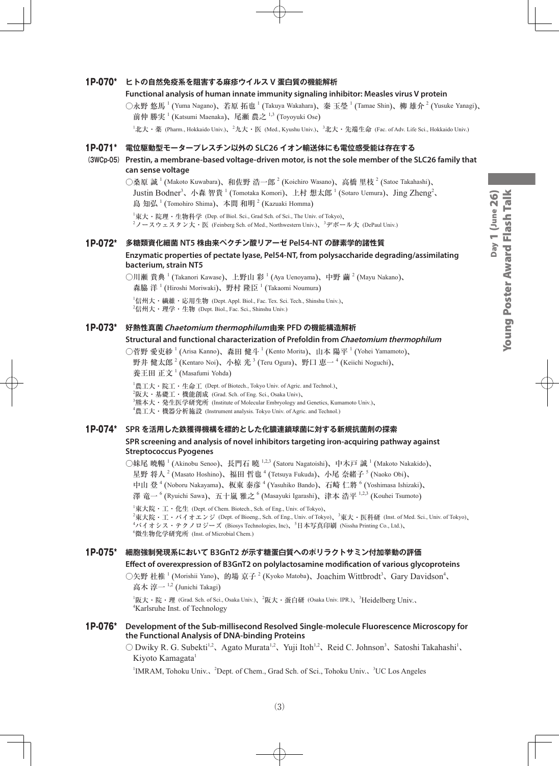## 1P-070* ヒトの自然免疫系を阻害する麻疹ウイルス V 蛋白質の機能解析

**Functional analysis of human innate immunity signaling inhibitor: Measles virus V protein**

○永野 悠馬[1] (Yuma Nagano)、若原 拓也[1] (Takuya Wakahara)、秦 玉瑩[1] (Tamae Shin)、柳 雄介[2] (Yusuke Yanagi)、前仲 勝実[1] (Katsumi Maenaka)、尾瀬 農之[1,3] (Toyoyuki Ose)

[1]北大・薬 (Pharm., Hokkaido Univ.)、[2]九大・医 (Med., Kyushu Univ.)、[3]北大・先端生命 (Fac. of Adv. Life Sci., Hokkaido Univ.)

## 1P-071* 電位駆動型モータープレスチン以外の SLC26 イオン輸送体にも電位感受能は存在する

(3WCp-05)

**Prestin, a membrane-based voltage-driven motor, is not the sole member of the SLC26 family that can sense voltage**

○桑原 誠[1] (Makoto Kuwabara)、和佐野 浩一郎[2] (Koichiro Wasano)、高橋 里枝[2] (Satoe Takahashi)、Justin Bodner[3]、小森 智貴[1] (Tomotaka Komori)、上村 想太郎[1] (Sotaro Uemura)、Jing Zheng[2]、島 知弘[1] (Tomohiro Shima)、本間 和明[2] (Kazuaki Homma)

[1]東大・院理・生物科学 (Dep. of Biol. Sci., Grad Sch. of Sci., The Univ. of Tokyo)、[2]ノースウェスタン大・医 (Feinberg Sch. of Med., Northwestern Univ.)、[3]デポール大 (DePaul Univ.)

## 1P-072* 多糖類資化細菌 NT5 株由来ペクチン酸リアーゼ Pel54-NT の酵素学的諸性質

**Enzymatic properties of pectate lyase, Pel54-NT, from polysaccharide degrading/assimilating bacterium, strain NT5**

○川瀬 貴典[1] (Takanori Kawase)、上野山 彩[1] (Aya Uenoyama)、中野 繭[2] (Mayu Nakano)、森脇 洋[1] (Hiroshi Moriwaki)、野村 隆臣[1] (Takaomi Noumura)

[1]信州大・繊維・応用生物 (Dept. Appl. Biol., Fac. Tex. Sci. Tech., Shinshu Univ.)、[2]信州大・理学・生物 (Dept. Biol., Fac. Sci., Shinshu Univ.)

## 1P-073* 好熱性真菌 *Chaetomium thermophilum* 由来 PFD の機能構造解析

**Structural and functional characterization of Prefoldin from *Chaetomium thermophilum***

○菅野 愛吏紗[1] (Arisa Kanno)、森田 健斗[1] (Kento Morita)、山本 陽平[1] (Yohei Yamamoto)、野井 健太郎[2] (Kentaro Noi)、小椋 光[3] (Teru Ogura)、野口 恵一[4] (Keiichi Noguchi)、養王田 正文[1] (Masafumi Yohda)

[1]農工大・院工・生命工 (Dept. of Biotech., Tokyo Univ. of Agric. and Technol.)、[2]阪大・基礎工・機能創成 (Grad. Sch. of Eng. Sci., Osaka Univ)、[3]熊本大・発生医学研究所 (Institute of Molecular Embryology and Genetics, Kumamoto Univ.)、[4]農工大・機器分析施設 (Instrument analysis. Tokyo Univ. of Agric. and Technol.)

## 1P-074* SPR を活用した鉄獲得機構を標的とした化膿連鎖球菌に対する新規抗菌剤の探索

**SPR screening and analysis of novel inhibitors targeting iron-acquiring pathway against Streptococcus Pyogenes**

○妹尾 暁暢[1] (Akinobu Senoo)、長門石 曉[1,2,3] (Satoru Nagatoishi)、中木戸 誠[1] (Makoto Nakakido)、星野 将人[2] (Masato Hoshino)、福田 哲也[4] (Tetsuya Fukuda)、小尾 奈緒子[5] (Naoko Obi)、中山 登[4] (Noboru Nakayama)、板東 泰彦[4] (Yasuhiko Bando)、石崎 仁將[6] (Yoshimasa Ishizaki)、澤 竜一[6] (Ryuichi Sawa)、五十嵐 雅之[6] (Masayuki Igarashi)、津本 浩平[1,2,3] (Kouhei Tsumoto)

[1]東大院・工・化生 (Dept. of Chem. Biotech., Sch. of Eng., Univ. of Tokyo)、[2]東大院・工・バイオエンジ (Dept. of Bioeng., Sch. of Eng., Univ. of Tokyo)、[3]東大・医科研 (Inst. of Med. Sci., Univ. of Tokyo)、[4]バイオシス・テクノロジーズ (Biosys Technologies, Inc)、[5]日本写真印刷 (Nissha Printing Co., Ltd.)、[6]微生物化学研究所 (Inst. of Microbial Chem.)

## 1P-075* 細胞強制発現系において B3GnT2 が示す糖蛋白質へのポリラクトサミン付加挙動の評価

**Effect of overexpression of B3GnT2 on polylactosamine modification of various glycoproteins**

○矢野 杜椎[1] (Morishii Yano)、的場 京子[2] (Kyoko Matoba)、Joachim Wittbrodt[3]、Gary Davidson[4]、高木 淳一[1,2] (Junichi Takagi)

[1]阪大・院・理 (Grad. Sch. of Sci., Osaka Univ.)、[2]阪大・蛋白研 (Osaka Univ. IPR.)、[3]Heidelberg Univ.、[4]Karlsruhe Inst. of Technology

## 1P-076* Development of the Sub-millisecond Resolved Single-molecule Fluorescence Microscopy for the Functional Analysis of DNA-binding Proteins

○ Dwiky R. G. Subekti[1,2]、Agato Murata[1,2]、Yuji Itoh[1,2]、Reid C. Johnson[3]、Satoshi Takahashi[1]、Kiyoto Kamagata[1]

[1]IMRAM, Tohoku Univ.、[2]Dept. of Chem., Grad Sch. of Sci., Tohoku Univ.、[3]UC Los Angeles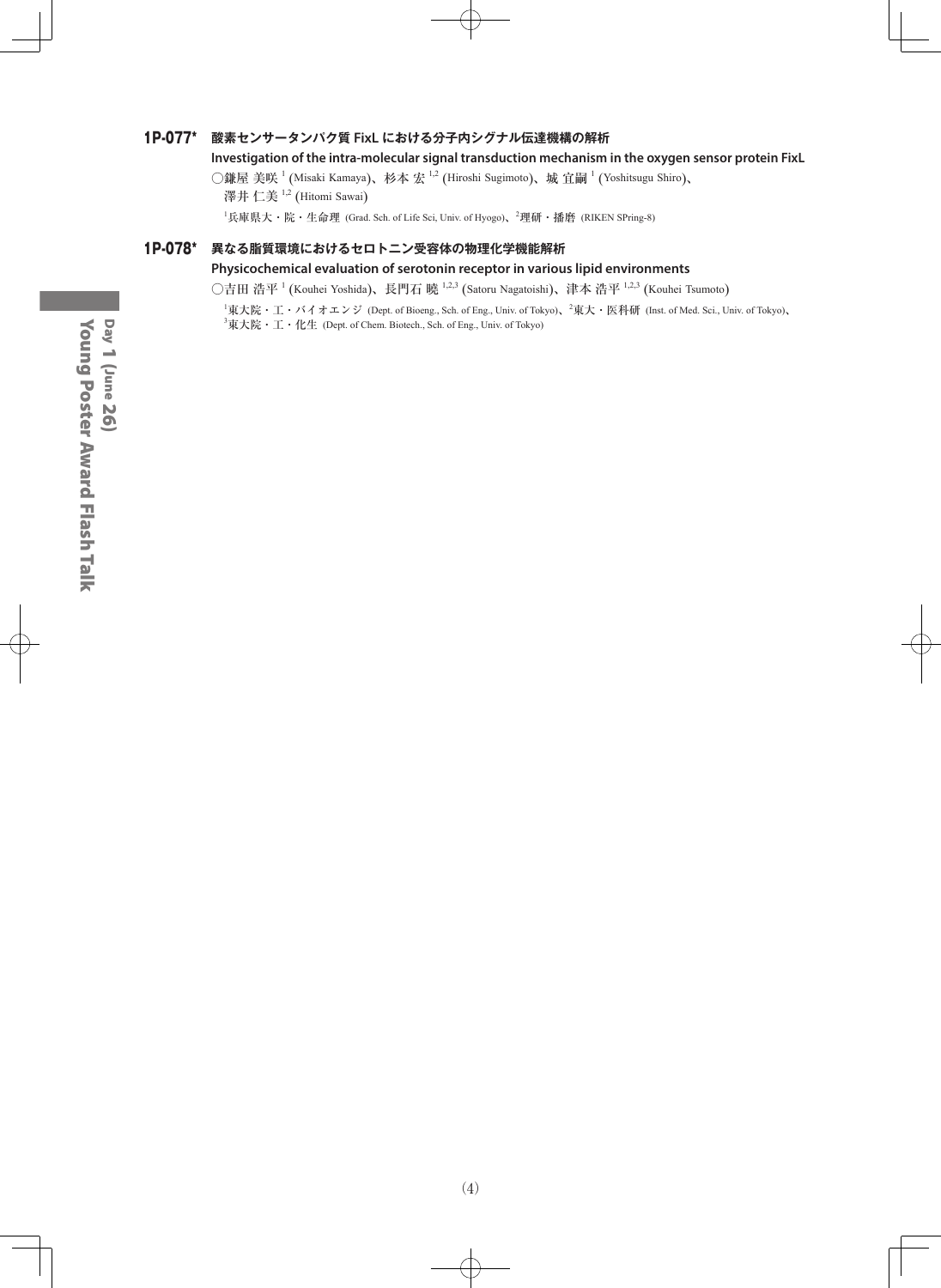## 1P-077* 酸素センサータンパク質 FixL における分子内シグナル伝達機構の解析

**Investigation of the intra-molecular signal transduction mechanism in the oxygen sensor protein FixL**

○鎌屋 美咲 [1] (Misaki Kamaya)、杉本 宏 [1,2] (Hiroshi Sugimoto)、城 宜嗣 [1] (Yoshitsugu Shiro)、澤井 仁美 [1,2] (Hitomi Sawai)

[1]兵庫県大・院・生命理 (Grad. Sch. of Life Sci, Univ. of Hyogo)、[2]理研・播磨 (RIKEN SPring-8)

## 1P-078* 異なる脂質環境におけるセロトニン受容体の物理化学機能解析

**Physicochemical evaluation of serotonin receptor in various lipid environments**

○吉田 浩平 [1] (Kouhei Yoshida)、長門石 曉 [1,2,3] (Satoru Nagatoishi)、津本 浩平 [1,2,3] (Kouhei Tsumoto)

[1]東大院・工・バイオエンジ (Dept. of Bioeng., Sch. of Eng., Univ. of Tokyo)、[2]東大・医科研 (Inst. of Med. Sci., Univ. of Tokyo)、[3]東大院・工・化生 (Dept. of Chem. Biotech., Sch. of Eng., Univ. of Tokyo)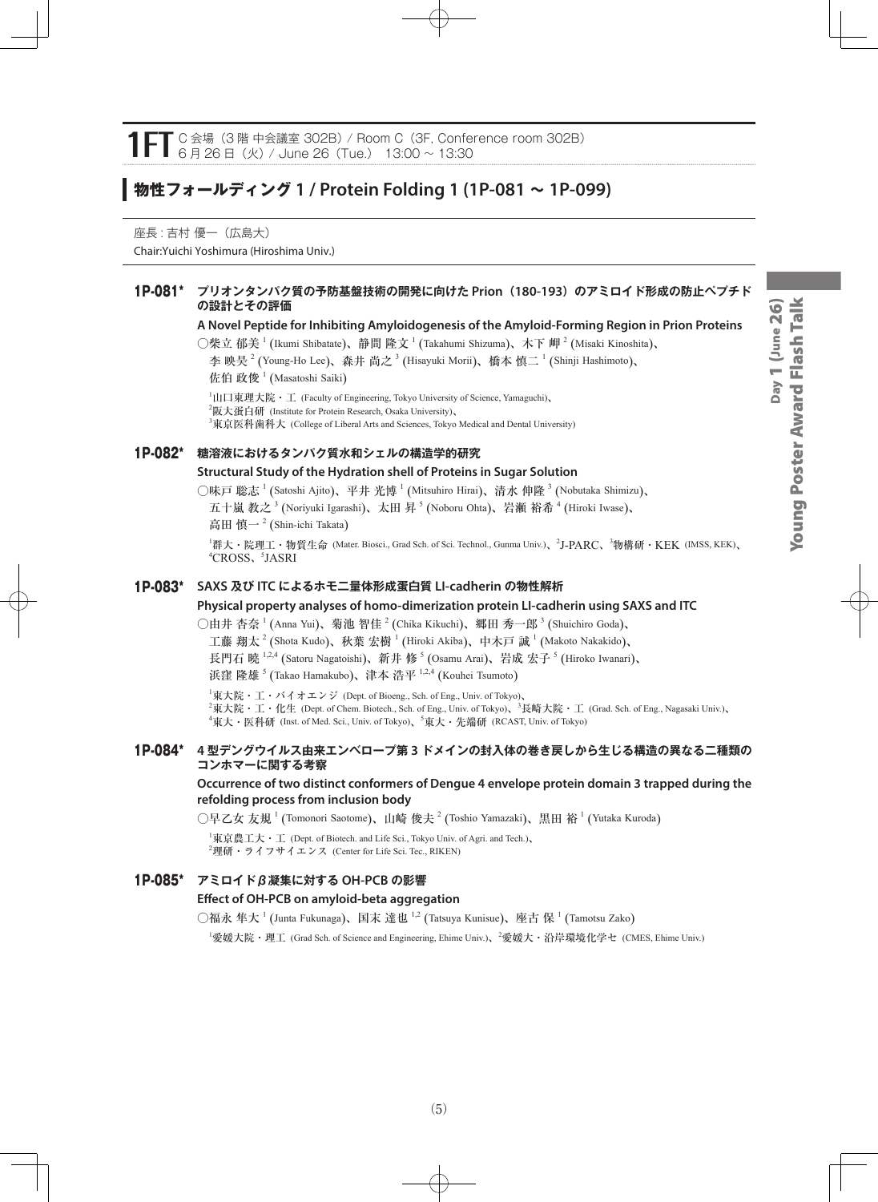**1FT** C 会場（3 階 中会議室 302B）/ Room C（3F, Conference room 302B）
6 月 26 日（火）/ June 26（Tue.） 13:00 ~ 13:30

## 物性フォールディング 1 / Protein Folding 1 (1P-081 ~ 1P-099)

座長：吉村 優一（広島大）
Chair:Yuichi Yoshimura (Hiroshima Univ.)

### 1P-081* プリオンタンパク質の予防基盤技術の開発に向けた Prion（180-193）のアミロイド形成の防止ペプチドの設計とその評価

**A Novel Peptide for Inhibiting Amyloidogenesis of the Amyloid-Forming Region in Prion Proteins**

○柴立 郁美 [1] (Ikumi Shibatate)、静間 隆文 [1] (Takahumi Shizuma)、木下 岬 [2] (Misaki Kinoshita)、李 映昊 [2] (Young-Ho Lee)、森井 尚之 [3] (Hisayuki Morii)、橋本 慎二 [1] (Shinji Hashimoto)、佐伯 政俊 [1] (Masatoshi Saiki)

[1]山口東理大院・工 (Faculty of Engineering, Tokyo University of Science, Yamaguchi)、
[2]阪大蛋白研 (Institute for Protein Research, Osaka University)、
[3]東京医科歯科大 (College of Liberal Arts and Sciences, Tokyo Medical and Dental University)

### 1P-082* 糖溶液におけるタンパク質水和シェルの構造学的研究

**Structural Study of the Hydration shell of Proteins in Sugar Solution**

○味戸 聡志 [1] (Satoshi Ajito)、平井 光博 [1] (Mitsuhiro Hirai)、清水 伸隆 [3] (Nobutaka Shimizu)、五十嵐 教之 [3] (Noriyuki Igarashi)、太田 昇 [5] (Noboru Ohta)、岩瀬 裕希 [4] (Hiroki Iwase)、高田 慎一 [2] (Shin-ichi Takata)

[1]群大・院理工・物質生命 (Mater. Biosci., Grad Sch. of Sci. Technol., Gunma Univ.)、[2]J-PARC、[3]物構研・KEK (IMSS, KEK)、[4]CROSS、[5]JASRI

### 1P-083* SAXS 及び ITC によるホモ二量体形成蛋白質 LI-cadherin の物性解析

**Physical property analyses of homo-dimerization protein LI-cadherin using SAXS and ITC**

○由井 杏奈 [1] (Anna Yui)、菊池 智佳 [2] (Chika Kikuchi)、郷田 秀一郎 [3] (Shuichiro Goda)、工藤 翔太 [2] (Shota Kudo)、秋葉 宏樹 [1] (Hiroki Akiba)、中木戸 誠 [1] (Makoto Nakakido)、長門石 曉 [1,2,4] (Satoru Nagatoishi)、新井 修 [5] (Osamu Arai)、岩成 宏子 [5] (Hiroko Iwanari)、浜窪 隆雄 [5] (Takao Hamakubo)、津本 浩平 [1,2,4] (Kouhei Tsumoto)

[1]東大院・工・バイオエンジ (Dept. of Bioeng., Sch. of Eng., Univ. of Tokyo)、
[2]東大院・工・化生 (Dept. of Chem. Biotech., Sch. of Eng., Univ. of Tokyo)、[3]長崎大院・工 (Grad. Sch. of Eng., Nagasaki Univ.)、
[4]東大・医科研 (Inst. of Med. Sci., Univ. of Tokyo)、[5]東大・先端研 (RCAST, Univ. of Tokyo)

### 1P-084* 4 型デングウイルス由来エンベロープ第 3 ドメインの封入体の巻き戻しから生じる構造の異なる二種類のコンホマーに関する考察

**Occurrence of two distinct conformers of Dengue 4 envelope protein domain 3 trapped during the refolding process from inclusion body**

○早乙女 友規 [1] (Tomonori Saotome)、山崎 俊夫 [2] (Toshio Yamazaki)、黒田 裕 [1] (Yutaka Kuroda)

[1]東京農工大・工 (Dept. of Biotech. and Life Sci., Tokyo Univ. of Agri. and Tech.)、
[2]理研・ライフサイエンス (Center for Life Sci. Tec., RIKEN)

### 1P-085* アミロイド β 凝集に対する OH-PCB の影響

**Effect of OH-PCB on amyloid-beta aggregation**

○福永 隼大 [1] (Junta Fukunaga)、国末 達也 [1,2] (Tatsuya Kunisue)、座古 保 [1] (Tamotsu Zako)

[1]愛媛大院・理工 (Grad Sch. of Science and Engineering, Ehime Univ.)、[2]愛媛大・沿岸環境化学セ (CMES, Ehime Univ.)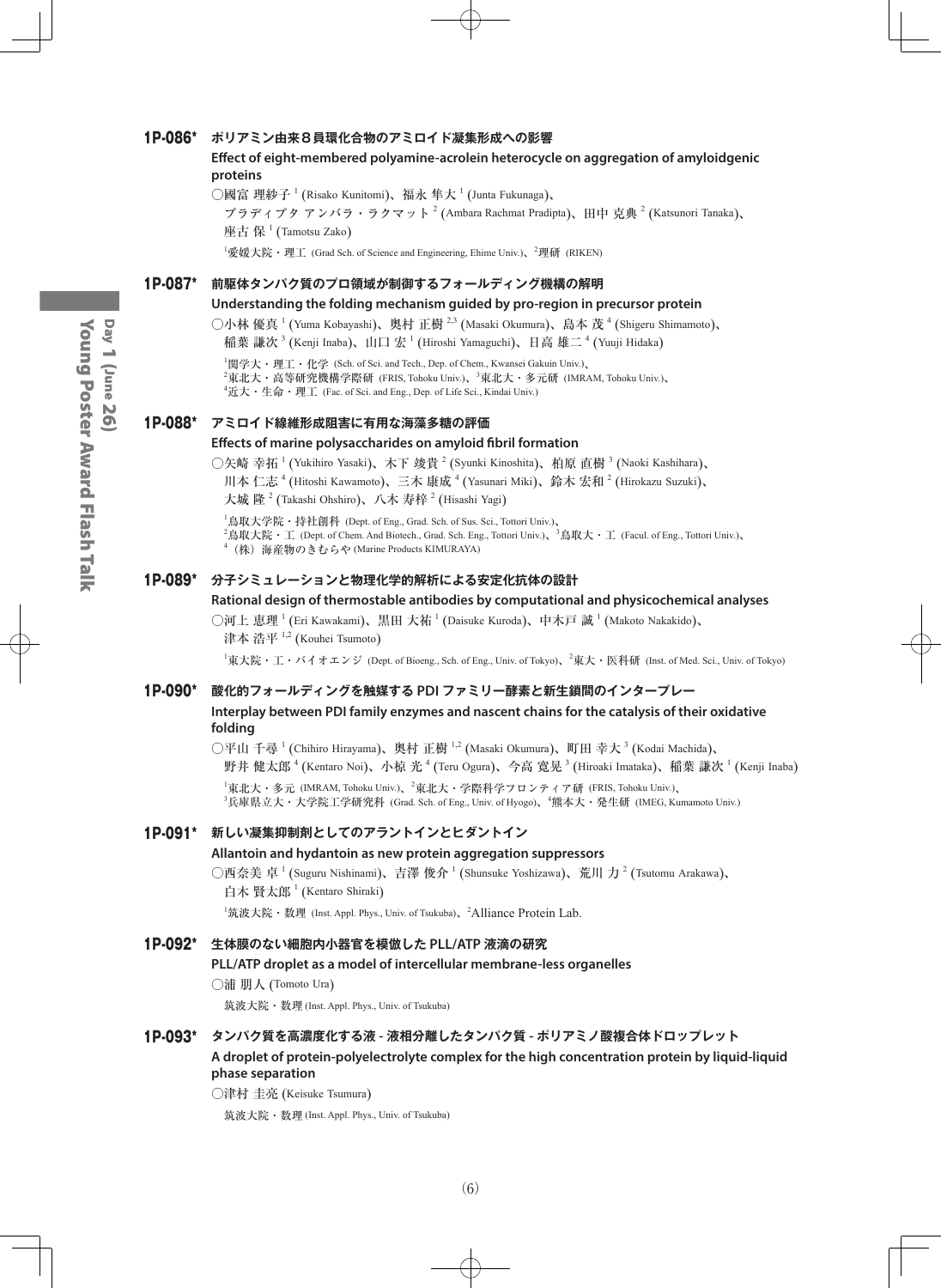### 1P-086* ポリアミン由来８員環化合物のアミロイド凝集形成への影響

**Effect of eight-membered polyamine-acrolein heterocycle on aggregation of amyloidgenic proteins**

○國富 理紗子 [1] (Risako Kunitomi)、福永 隼大 [1] (Junta Fukunaga)、プラディプタ アンバラ・ラクマット [2] (Ambara Rachmat Pradipta)、田中 克典 [2] (Katsunori Tanaka)、座古 保 [1] (Tamotsu Zako)

[1]愛媛大院・理工 (Grad Sch. of Science and Engineering, Ehime Univ.)、[2]理研 (RIKEN)

### 1P-087* 前駆体タンパク質のプロ領域が制御するフォールディング機構の解明

**Understanding the folding mechanism guided by pro-region in precursor protein**

○小林 優真 [1] (Yuma Kobayashi)、奥村 正樹 [2,3] (Masaki Okumura)、島本 茂 [4] (Shigeru Shimamoto)、稲葉 謙次 [3] (Kenji Inaba)、山口 宏 [1] (Hiroshi Yamaguchi)、日高 雄二 [4] (Yuuji Hidaka)

[1]関学大・理工・化学 (Sch. of Sci. and Tech., Dep. of Chem., Kwansei Gakuin Univ.)、[2]東北大・高等研究機構学際研 (FRIS, Tohoku Univ.)、[3]東北大・多元研 (IMRAM, Tohoku Univ.)、[4]近大・生命・理工 (Fac. of Sci. and Eng., Dep. of Life Sci., Kindai Univ.)

### 1P-088* アミロイド線維形成阻害に有用な海藻多糖の評価

**Effects of marine polysaccharides on amyloid fibril formation**

○矢崎 幸拓 [1] (Yukihiro Yasaki)、木下 竣貴 [2] (Syunki Kinoshita)、柏原 直樹 [3] (Naoki Kashihara)、川本 仁志 [4] (Hitoshi Kawamoto)、三木 康成 [4] (Yasunari Miki)、鈴木 宏和 [2] (Hirokazu Suzuki)、大城 隆 [2] (Takashi Ohshiro)、八木 寿梓 [2] (Hisashi Yagi)

[1]鳥取大学院・持社創科 (Dept. of Eng., Grad. Sch. of Sus. Sci., Tottori Univ.)、[2]鳥取大院・工 (Dept. of Chem. And Biotech., Grad. Sch. Eng., Tottori Univ.)、[3]鳥取大・工 (Facul. of Eng., Tottori Univ.)、[4]（株）海産物のきむらや (Marine Products KIMURAYA)

### 1P-089* 分子シミュレーションと物理化学的解析による安定化抗体の設計

**Rational design of thermostable antibodies by computational and physicochemical analyses**

○河上 恵理 [1] (Eri Kawakami)、黒田 大祐 [1] (Daisuke Kuroda)、中木戸 誠 [1] (Makoto Nakakido)、津本 浩平 [1,2] (Kouhei Tsumoto)

[1]東大院・工・バイオエンジ (Dept. of Bioeng., Sch. of Eng., Univ. of Tokyo)、[2]東大・医科研 (Inst. of Med. Sci., Univ. of Tokyo)

### 1P-090* 酸化的フォールディングを触媒する PDI ファミリー酵素と新生鎖間のインタープレー

**Interplay between PDI family enzymes and nascent chains for the catalysis of their oxidative folding**

○平山 千尋 [1] (Chihiro Hirayama)、奥村 正樹 [1,2] (Masaki Okumura)、町田 幸大 [3] (Kodai Machida)、野井 健太郎 [4] (Kentaro Noi)、小椋 光 [4] (Teru Ogura)、今高 寛晃 [3] (Hiroaki Imataka)、稲葉 謙次 [1] (Kenji Inaba)

[1]東北大・多元 (IMRAM, Tohoku Univ.)、[2]東北大・学際科学フロンティア研 (FRIS, Tohoku Univ.)、[3]兵庫県立大・大学院工学研究科 (Grad. Sch. of Eng., Univ. of Hyogo)、[4]熊本大・発生研 (IMEG, Kumamoto Univ.)

### 1P-091* 新しい凝集抑制剤としてのアラントインとヒダントイン

**Allantoin and hydantoin as new protein aggregation suppressors**

○西奈美 卓 [1] (Suguru Nishinami)、吉澤 俊介 [1] (Shunsuke Yoshizawa)、荒川 力 [2] (Tsutomu Arakawa)、白木 賢太郎 [1] (Kentaro Shiraki)

[1]筑波大院・数理 (Inst. Appl. Phys., Univ. of Tsukuba)、[2]Alliance Protein Lab.

### 1P-092* 生体膜のない細胞内小器官を模倣した PLL/ATP 液滴の研究

**PLL/ATP droplet as a model of intercellular membrane-less organelles**

○浦 朋人 (Tomoto Ura)

筑波大院・数理 (Inst. Appl. Phys., Univ. of Tsukuba)

### 1P-093* タンパク質を高濃度化する液 - 液相分離したタンパク質 - ポリアミノ酸複合体ドロップレット

**A droplet of protein-polyelectrolyte complex for the high concentration protein by liquid-liquid phase separation**

○津村 圭亮 (Keisuke Tsumura)

筑波大院・数理 (Inst. Appl. Phys., Univ. of Tsukuba)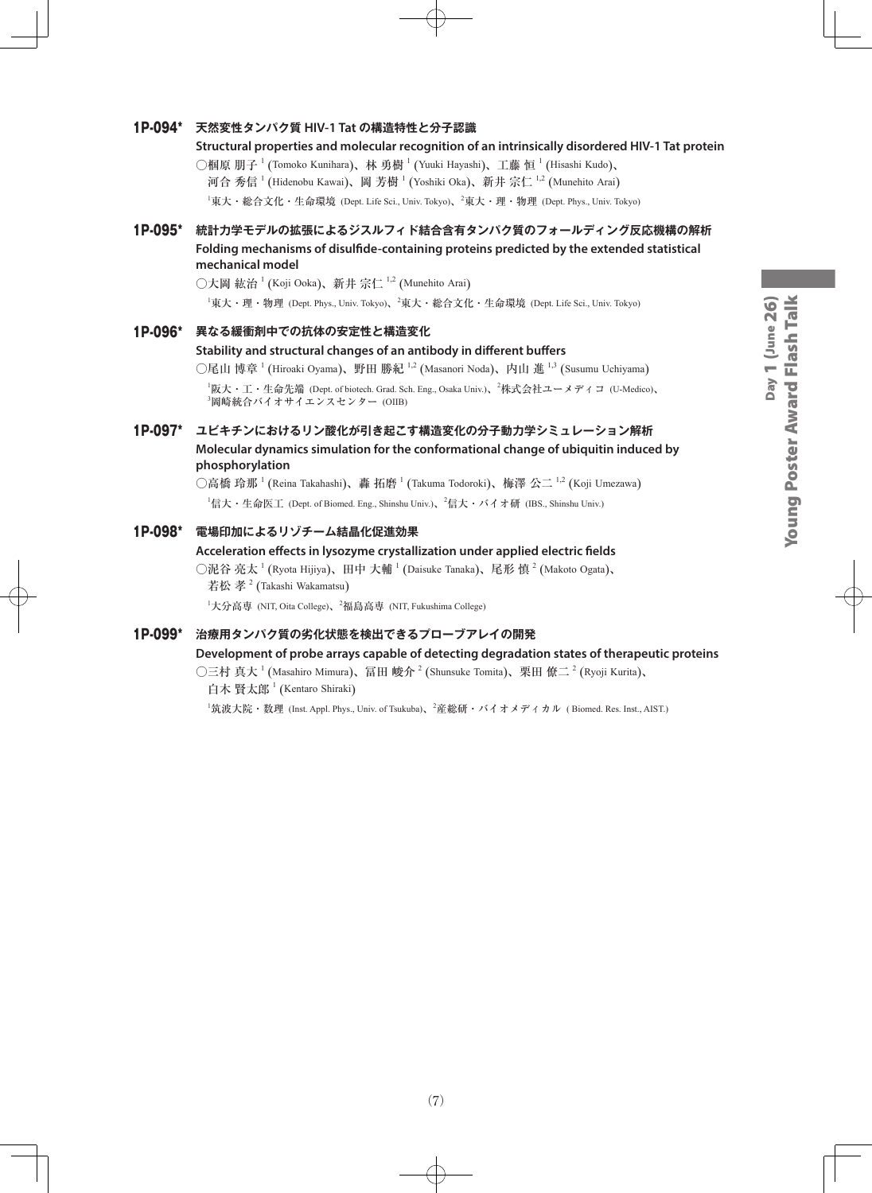## 1P-094* 天然変性タンパク質 HIV-1 Tat の構造特性と分子認識

**Structural properties and molecular recognition of an intrinsically disordered HIV-1 Tat protein**

○槶原 朋子[1] (Tomoko Kunihara)、林 勇樹[1] (Yuuki Hayashi)、工藤 恒[1] (Hisashi Kudo)、河合 秀信[1] (Hidenobu Kawai)、岡 芳樹[1] (Yoshiki Oka)、新井 宗仁[1,2] (Munehito Arai)

[1]東大・総合文化・生命環境 (Dept. Life Sci., Univ. Tokyo)、[2]東大・理・物理 (Dept. Phys., Univ. Tokyo)

## 1P-095* 統計力学モデルの拡張によるジスルフィド結合含有タンパク質のフォールディング反応機構の解析

**Folding mechanisms of disulfide-containing proteins predicted by the extended statistical mechanical model**

○大岡 紘治[1] (Koji Ooka)、新井 宗仁[1,2] (Munehito Arai)

[1]東大・理・物理 (Dept. Phys., Univ. Tokyo)、[2]東大・総合文化・生命環境 (Dept. Life Sci., Univ. Tokyo)

## 1P-096* 異なる緩衝剤中での抗体の安定性と構造変化

**Stability and structural changes of an antibody in different buffers**

○尾山 博章[1] (Hiroaki Oyama)、野田 勝紀[1,2] (Masanori Noda)、内山 進[1,3] (Susumu Uchiyama)

[1]阪大・工・生命先端 (Dept. of biotech. Grad. Sch. Eng., Osaka Univ.)、[2]株式会社ユーメディコ (U-Medico)、[3]岡崎統合バイオサイエンスセンター (OIIB)

## 1P-097* ユビキチンにおけるリン酸化が引き起こす構造変化の分子動力学シミュレーション解析

**Molecular dynamics simulation for the conformational change of ubiquitin induced by phosphorylation**

○高橋 玲那[1] (Reina Takahashi)、轟 拓磨[1] (Takuma Todoroki)、梅澤 公二[1,2] (Koji Umezawa)

[1]信大・生命医工 (Dept. of Biomed. Eng., Shinshu Univ.)、[2]信大・バイオ研 (IBS., Shinshu Univ.)

## 1P-098* 電場印加によるリゾチーム結晶化促進効果

**Acceleration effects in lysozyme crystallization under applied electric fields**

○泥谷 亮太[1] (Ryota Hijiya)、田中 大輔[1] (Daisuke Tanaka)、尾形 慎[2] (Makoto Ogata)、若松 孝[2] (Takashi Wakamatsu)

[1]大分高専 (NIT, Oita College)、[2]福島高専 (NIT, Fukushima College)

## 1P-099* 治療用タンパク質の劣化状態を検出できるプローブアレイの開発

**Development of probe arrays capable of detecting degradation states of therapeutic proteins**

○三村 真大[1] (Masahiro Mimura)、冨田 峻介[2] (Shunsuke Tomita)、栗田 僚二[2] (Ryoji Kurita)、白木 賢太郎[1] (Kentaro Shiraki)

[1]筑波大院・数理 (Inst. Appl. Phys., Univ. of Tsukuba)、[2]産総研・バイオメディカル (Biomed. Res. Inst., AIST.)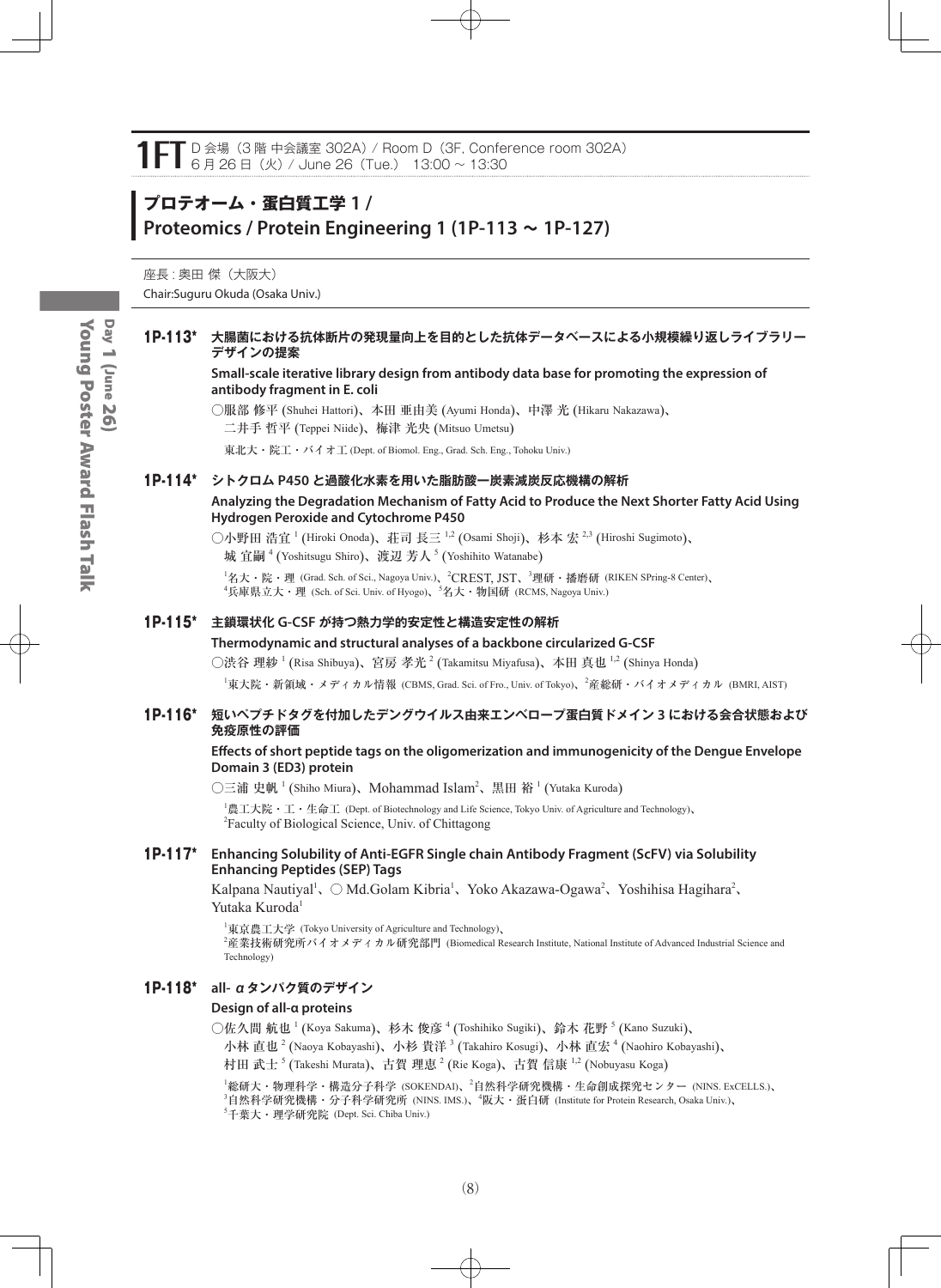# 1FT

D 会場（3 階 中会議室 302A）/ Room D（3F, Conference room 302A）
6 月 26 日（火）/ June 26（Tue.） 13:00 ～ 13:30

## プロテオーム・蛋白質工学 1 / Proteomics / Protein Engineering 1 (1P-113 ～ 1P-127)

座長 : 奥田 傑（大阪大）
Chair:Suguru Okuda (Osaka Univ.)

### 1P-113* 大腸菌における抗体断片の発現量向上を目的とした抗体データベースによる小規模繰り返しライブラリーデザインの提案

**Small-scale iterative library design from antibody data base for promoting the expression of antibody fragment in E. coli**

○服部 修平 (Shuhei Hattori)、本田 亜由美 (Ayumi Honda)、中澤 光 (Hikaru Nakazawa)、二井手 哲平 (Teppei Niide)、梅津 光央 (Mitsuo Umetsu)

東北大・院工・バイオ工 (Dept. of Biomol. Eng., Grad. Sch. Eng., Tohoku Univ.)

### 1P-114* シトクロム P450 と過酸化水素を用いた脂肪酸一炭素減炭反応機構の解析

**Analyzing the Degradation Mechanism of Fatty Acid to Produce the Next Shorter Fatty Acid Using Hydrogen Peroxide and Cytochrome P450**

○小野田 浩宜 [1] (Hiroki Onoda)、荘司 長三 [1,2] (Osami Shoji)、杉本 宏 [2,3] (Hiroshi Sugimoto)、城 宜嗣 [4] (Yoshitsugu Shiro)、渡辺 芳人 [5] (Yoshihito Watanabe)

[1]名大・院・理 (Grad. Sch. of Sci., Nagoya Univ.)、[2]CREST, JST、[3]理研・播磨研 (RIKEN SPring-8 Center)、[4]兵庫県立大・理 (Sch. of Sci. Univ. of Hyogo)、[5]名大・物国研 (RCMS, Nagoya Univ.)

### 1P-115* 主鎖環状化 G-CSF が持つ熱力学的安定性と構造安定性の解析

**Thermodynamic and structural analyses of a backbone circularized G-CSF**

○渋谷 理紗 [1] (Risa Shibuya)、宮房 孝光 [2] (Takamitsu Miyafusa)、本田 真也 [1,2] (Shinya Honda)

[1]東大院・新領域・メディカル情報 (CBMS, Grad. Sci. of Fro., Univ. of Tokyo)、[2]産総研・バイオメディカル (BMRI, AIST)

### 1P-116* 短いペプチドタグを付加したデングウイルス由来エンベロープ蛋白質ドメイン 3 における会合状態および免疫原性の評価

**Effects of short peptide tags on the oligomerization and immunogenicity of the Dengue Envelope Domain 3 (ED3) protein**

○三浦 史帆 [1] (Shiho Miura)、Mohammad Islam[2]、黒田 裕 [1] (Yutaka Kuroda)

[1]農工大院・工・生命工 (Dept. of Biotechnology and Life Science, Tokyo Univ. of Agriculture and Technology)、[2]Faculty of Biological Science, Univ. of Chittagong

### 1P-117* Enhancing Solubility of Anti-EGFR Single chain Antibody Fragment (ScFV) via Solubility Enhancing Peptides (SEP) Tags

Kalpana Nautiyal[1]、○ Md.Golam Kibria[1]、Yoko Akazawa-Ogawa[2]、Yoshihisa Hagihara[2]、Yutaka Kuroda[1]

[1]東京農工大学 (Tokyo University of Agriculture and Technology)、[2]産業技術研究所バイオメディカル研究部門 (Biomedical Research Institute, National Institute of Advanced Industrial Science and Technology)

### 1P-118* all- α タンパク質のデザイン

**Design of all-α proteins**

○佐久間 航也 [1] (Koya Sakuma)、杉木 俊彦 [4] (Toshihiko Sugiki)、鈴木 花野 [5] (Kano Suzuki)、小林 直也 [2] (Naoya Kobayashi)、小杉 貴洋 [3] (Takahiro Kosugi)、小林 直宏 [4] (Naohiro Kobayashi)、村田 武士 [5] (Takeshi Murata)、古賀 理恵 [2] (Rie Koga)、古賀 信康 [1,2] (Nobuyasu Koga)

[1]総研大・物理科学・構造分子科学 (SOKENDAI)、[2]自然科学研究機構・生命創成探究センター (NINS. ExCELLS.)、[3]自然科学研究機構・分子科学研究所 (NINS. IMS.)、[4]阪大・蛋白研 (Institute for Protein Research, Osaka Univ.)、[5]千葉大・理学研究院 (Dept. Sci. Chiba Univ.)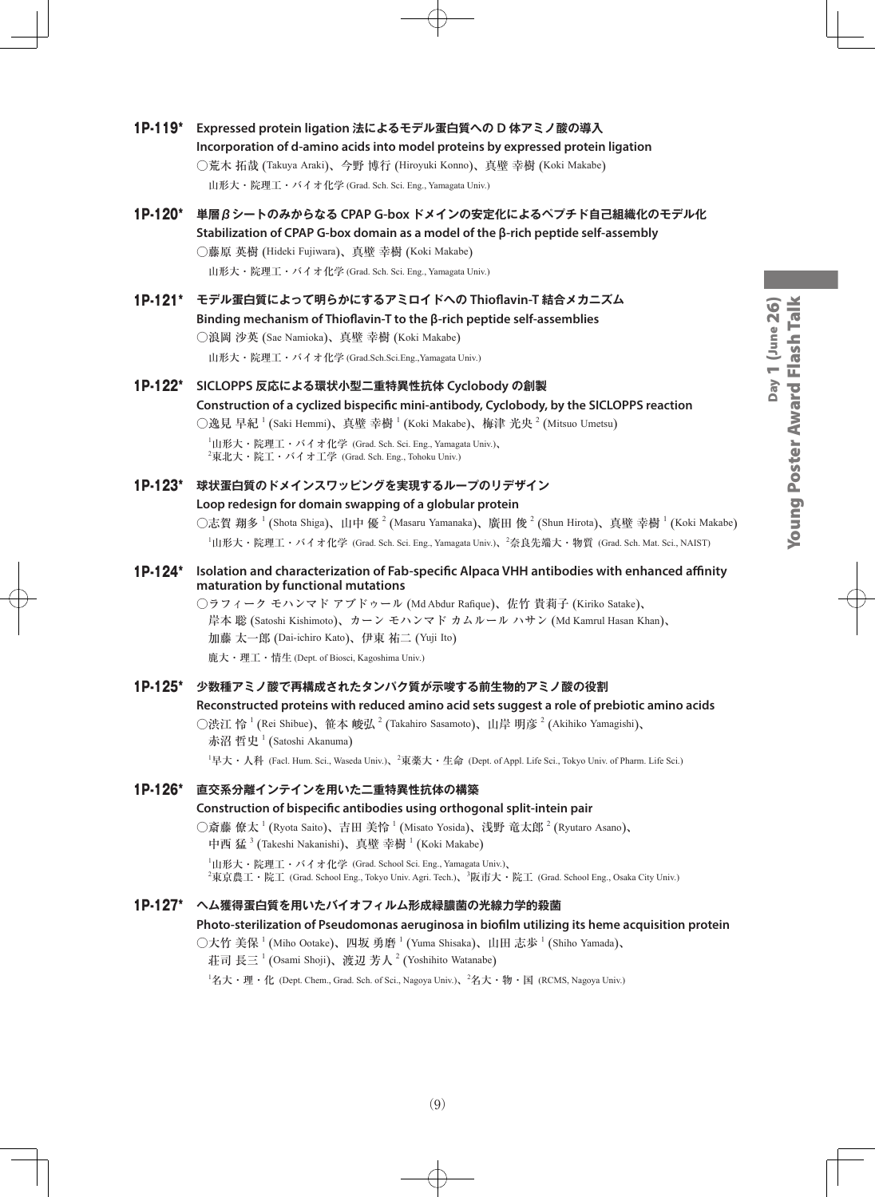## 1P-119*

**Expressed protein ligation 法によるモデル蛋白質への D 体アミノ酸の導入**

**Incorporation of d-amino acids into model proteins by expressed protein ligation**

○荒木 拓哉 (Takuya Araki)、今野 博行 (Hiroyuki Konno)、真壁 幸樹 (Koki Makabe)

山形大・院理工・バイオ化学 (Grad. Sch. Sci. Eng., Yamagata Univ.)

## 1P-120*

**単層 β シートのみからなる CPAP G-box ドメインの安定化によるペプチド自己組織化のモデル化**

**Stabilization of CPAP G-box domain as a model of the β-rich peptide self-assembly**

○藤原 英樹 (Hideki Fujiwara)、真壁 幸樹 (Koki Makabe)

山形大・院理工・バイオ化学 (Grad. Sch. Sci. Eng., Yamagata Univ.)

## 1P-121*

**モデル蛋白質によって明らかにするアミロイドへの Thioflavin-T 結合メカニズム**

**Binding mechanism of Thioflavin-T to the β-rich peptide self-assemblies**

○浪岡 沙英 (Sae Namioka)、真壁 幸樹 (Koki Makabe)

山形大・院理工・バイオ化学 (Grad.Sch.Sci.Eng.,Yamagata Univ.)

## 1P-122*

**SICLOPPS 反応による環状小型二重特異性抗体 Cyclobody の創製**

**Construction of a cyclized bispecific mini-antibody, Cyclobody, by the SICLOPPS reaction**

○逸見 早紀 [1] (Saki Hemmi)、真壁 幸樹 [1] (Koki Makabe)、梅津 光央 [2] (Mitsuo Umetsu)

[1]山形大・院理工・バイオ化学 (Grad. Sch. Sci. Eng., Yamagata Univ.)、
[2]東北大・院工・バイオ工学 (Grad. Sch. Eng., Tohoku Univ.)

## 1P-123*

**球状蛋白質のドメインスワッピングを実現するループのリデザイン**

**Loop redesign for domain swapping of a globular protein**

○志賀 翔多 [1] (Shota Shiga)、山中 優 [2] (Masaru Yamanaka)、廣田 俊 [2] (Shun Hirota)、真壁 幸樹 [1] (Koki Makabe)

[1]山形大・院理工・バイオ化学 (Grad. Sch. Sci. Eng., Yamagata Univ.)、[2]奈良先端大・物質 (Grad. Sch. Mat. Sci., NAIST)

## 1P-124*

**Isolation and characterization of Fab-specific Alpaca VHH antibodies with enhanced affinity maturation by functional mutations**

○ラフィーク モハンマド アブドゥール (Md Abdur Rafique)、佐竹 貴莉子 (Kiriko Satake)、
岸本 聡 (Satoshi Kishimoto)、カーン モハンマド カムルール ハサン (Md Kamrul Hasan Khan)、
加藤 太一郎 (Dai-ichiro Kato)、伊東 祐二 (Yuji Ito)

鹿大・理工・情生 (Dept. of Biosci, Kagoshima Univ.)

## 1P-125*

**少数種アミノ酸で再構成されたタンパク質が示唆する前生物的アミノ酸の役割**

**Reconstructed proteins with reduced amino acid sets suggest a role of prebiotic amino acids**

○渋江 怜 [1] (Rei Shibue)、笹本 峻弘 [2] (Takahiro Sasamoto)、山岸 明彦 [2] (Akihiko Yamagishi)、
赤沼 哲史 [1] (Satoshi Akanuma)

[1]早大・人科 (Facl. Hum. Sci., Waseda Univ.)、[2]東薬大・生命 (Dept. of Appl. Life Sci., Tokyo Univ. of Pharm. Life Sci.)

## 1P-126*

**直交系分離インテインを用いた二重特異性抗体の構築**

**Construction of bispecific antibodies using orthogonal split-intein pair**

○斎藤 僚太 [1] (Ryota Saito)、吉田 美怜 [1] (Misato Yosida)、浅野 竜太郎 [2] (Ryutaro Asano)、
中西 猛 [3] (Takeshi Nakanishi)、真壁 幸樹 [1] (Koki Makabe)

[1]山形大・院理工・バイオ化学 (Grad. School Sci. Eng., Yamagata Univ.)、
[2]東京農工・院工 (Grad. School Eng., Tokyo Univ. Agri. Tech.)、[3]阪市大・院工 (Grad. School Eng., Osaka City Univ.)

## 1P-127*

**ヘム獲得蛋白質を用いたバイオフィルム形成緑膿菌の光線力学的殺菌**

**Photo-sterilization of Pseudomonas aeruginosa in biofilm utilizing its heme acquisition protein**

○大竹 美保 [1] (Miho Ootake)、四坂 勇磨 [1] (Yuma Shisaka)、山田 志歩 [1] (Shiho Yamada)、
荘司 長三 [1] (Osami Shoji)、渡辺 芳人 [2] (Yoshihito Watanabe)

[1]名大・理・化 (Dept. Chem., Grad. Sch. of Sci., Nagoya Univ.)、[2]名大・物・国 (RCMS, Nagoya Univ.)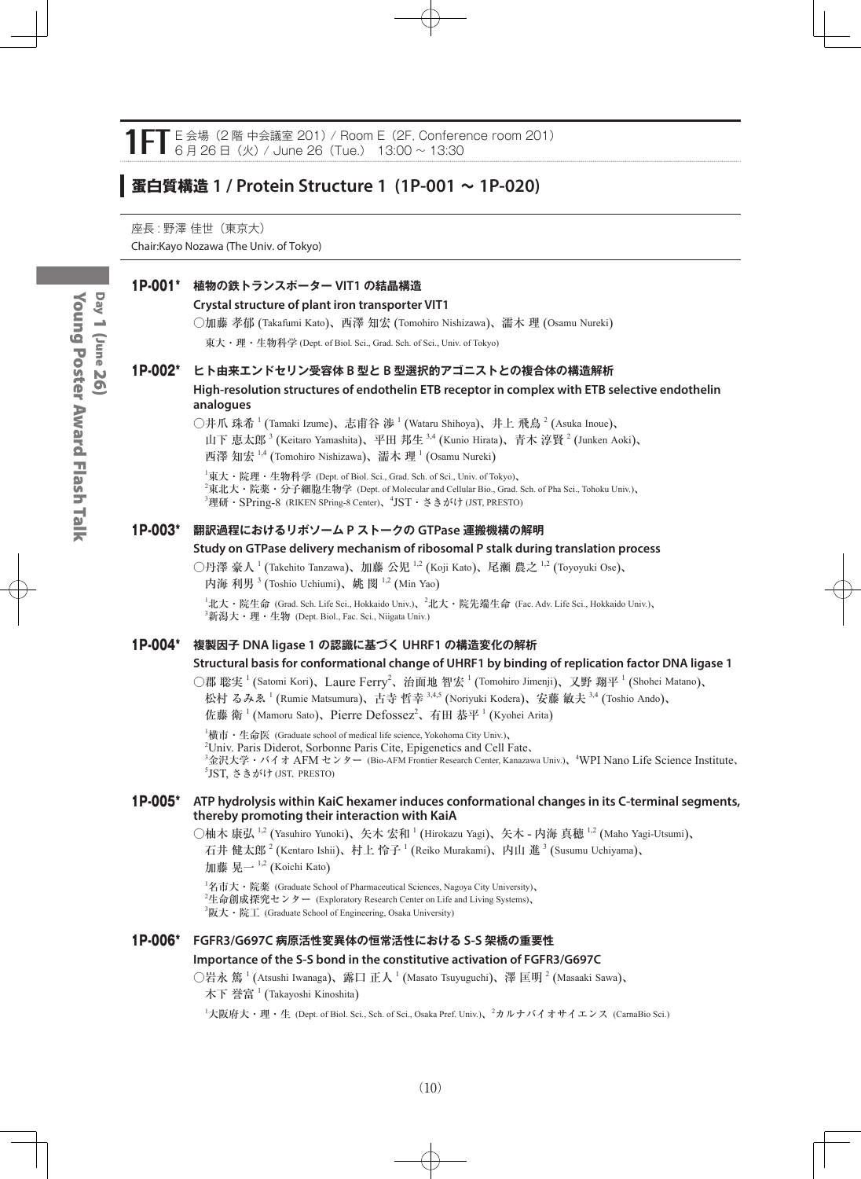# 1FT

E 会場（2 階 中会議室 201）/ Room E（2F, Conference room 201）
6 月 26 日（火）/ June 26（Tue.） 13:00 ~ 13:30

## 蛋白質構造 1 / Protein Structure 1（1P-001 ~ 1P-020）

座長 : 野澤 佳世（東京大）
Chair:Kayo Nozawa (The Univ. of Tokyo)

### 1P-001* 植物の鉄トランスポーター VIT1 の結晶構造

**Crystal structure of plant iron transporter VIT1**

○加藤 孝郁 (Takafumi Kato)、西澤 知宏 (Tomohiro Nishizawa)、濡木 理 (Osamu Nureki)

東大・理・生物科学 (Dept. of Biol. Sci., Grad. Sch. of Sci., Univ. of Tokyo)

### 1P-002* ヒト由来エンドセリン受容体 B 型と B 型選択的アゴニストとの複合体の構造解析

**High-resolution structures of endothelin ETB receptor in complex with ETB selective endothelin analogues**

○井爪 珠希 [1] (Tamaki Izume)、志甫谷 渉 [1] (Wataru Shihoya)、井上 飛鳥 [2] (Asuka Inoue)、山下 恵太郎 [3] (Keitaro Yamashita)、平田 邦生 [3,4] (Kunio Hirata)、青木 淳賢 [2] (Junken Aoki)、西澤 知宏 [1,4] (Tomohiro Nishizawa)、濡木 理 [1] (Osamu Nureki)

[1]東大・院理・生物科学 (Dept. of Biol. Sci., Grad. Sch. of Sci., Univ. of Tokyo)、[2]東北大・院薬・分子細胞生物学 (Dept. of Molecular and Cellular Bio., Grad. Sch. of Pha Sci., Tohoku Univ.)、[3]理研・SPring-8 (RIKEN SPring-8 Center)、[4]JST・さきがけ (JST, PRESTO)

### 1P-003* 翻訳過程におけるリボソーム P ストークの GTPase 運搬機構の解明

**Study on GTPase delivery mechanism of ribosomal P stalk during translation process**

○丹澤 豪人 [1] (Takehito Tanzawa)、加藤 公児 [1,2] (Koji Kato)、尾瀬 農之 [1,2] (Toyoyuki Ose)、内海 利男 [3] (Toshio Uchiumi)、姚 閔 [1,2] (Min Yao)

[1]北大・院生命 (Grad. Sch. Life Sci., Hokkaido Univ.)、[2]北大・院先端生命 (Fac. Adv. Life Sci., Hokkaido Univ.)、[3]新潟大・理・生物 (Dept. Biol., Fac. Sci., Niigata Univ.)

### 1P-004* 複製因子 DNA ligase 1 の認識に基づく UHRF1 の構造変化の解析

**Structural basis for conformational change of UHRF1 by binding of replication factor DNA ligase 1**

○郡 聡実 [1] (Satomi Kori)、Laure Ferry[2]、治面地 智宏 [1] (Tomohiro Jimenji)、又野 翔平 [1] (Shohei Matano)、松村 るみゑ [1] (Rumie Matsumura)、古寺 哲幸 [3,4,5] (Noriyuki Kodera)、安藤 敏夫 [3,4] (Toshio Ando)、佐藤 衛 [1] (Mamoru Sato)、Pierre Defossez[2]、有田 恭平 [1] (Kyohei Arita)

[1]横市・生命医 (Graduate school of medical life science, Yokohama City Univ.)、[2]Univ. Paris Diderot, Sorbonne Paris Cite, Epigenetics and Cell Fate、[3]金沢大学・バイオ AFM センター (Bio-AFM Frontier Research Center, Kanazawa Univ.)、[4]WPI Nano Life Science Institute、[5]JST, さきがけ (JST, PRESTO)

### 1P-005* ATP hydrolysis within KaiC hexamer induces conformational changes in its C-terminal segments, thereby promoting their interaction with KaiA

○柚木 康弘 [1,2] (Yasuhiro Yunoki)、矢木 宏和 [1] (Hirokazu Yagi)、矢木 - 内海 真穂 [1,2] (Maho Yagi-Utsumi)、石井 健太郎 [2] (Kentaro Ishii)、村上 怜子 [1] (Reiko Murakami)、内山 進 [3] (Susumu Uchiyama)、加藤 晃一 [1,2] (Koichi Kato)

[1]名市大・院薬 (Graduate School of Pharmaceutical Sciences, Nagoya City University)、[2]生命創成探究センター (Exploratory Research Center on Life and Living Systems)、[3]阪大・院工 (Graduate School of Engineering, Osaka University)

### 1P-006* FGFR3/G697C 病原活性変異体の恒常活性における S-S 架橋の重要性

**Importance of the S-S bond in the constitutive activation of FGFR3/G697C**

○岩永 篤 [1] (Atsushi Iwanaga)、露口 正人 [1] (Masato Tsuyuguchi)、澤 匡明 [2] (Masaaki Sawa)、木下 誉富 [1] (Takayoshi Kinoshita)

[1]大阪府大・理・生 (Dept. of Biol. Sci., Sch. of Sci., Osaka Pref. Univ.)、[2]カルナバイオサイエンス (CarnaBio Sci.)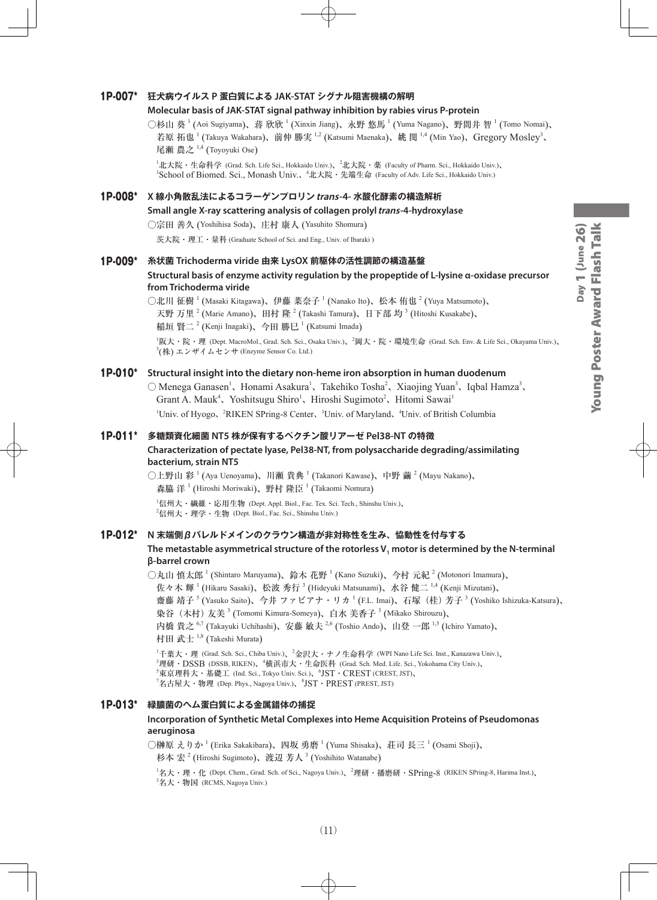## 1P-007* 狂犬病ウイルス P 蛋白質による JAK-STAT シグナル阻害機構の解明

**Molecular basis of JAK-STAT signal pathway inhibition by rabies virus P-protein**

○杉山 葵[1] (Aoi Sugiyama)、蒋 欣欣[1] (Xinxin Jiang)、永野 悠馬[1] (Yuma Nagano)、野間井 智[1] (Tomo Nomai)、若原 拓也[1] (Takuya Wakahara)、前仲 勝実[1,2] (Katsumi Maenaka)、姚 閔[1,4] (Min Yao)、Gregory Mosley[3]、尾瀬 農之[1,4] (Toyoyuki Ose)

[1]北大院・生命科学 (Grad. Sch. Life Sci., Hokkaido Univ.)、[2]北大院・薬 (Faculty of Pharm. Sci., Hokkaido Univ.)、[3]School of Biomed. Sci., Monash Univ.、[4]北大院・先端生命 (Faculty of Adv. Life Sci., Hokkaido Univ.)

## 1P-008* X 線小角散乱法によるコラーゲンプロリン *trans*-4- 水酸化酵素の構造解析

**Small angle X-ray scattering analysis of collagen prolyl *trans*-4-hydroxylase**

○宗田 善久 (Yoshihisa Soda)、庄村 康人 (Yasuhito Shomura)

茨大院・理工・量科 (Graduate School of Sci. and Eng., Univ. of Ibaraki )

## 1P-009* 糸状菌 Trichoderma viride 由来 LysOX 前駆体の活性調節の構造基盤

**Structural basis of enzyme activity regulation by the propeptide of L-lysine α-oxidase precursor from Trichoderma viride**

○北川 征樹[1] (Masaki Kitagawa)、伊藤 菜奈子[1] (Nanako Ito)、松本 侑也[2] (Yuya Matsumoto)、天野 万里[2] (Marie Amano)、田村 隆[2] (Takashi Tamura)、日下部 均[3] (Hitoshi Kusakabe)、稲垣 賢二[2] (Kenji Inagaki)、今田 勝巳[1] (Katsumi Imada)

[1]阪大・院・理 (Dept. MacroMol., Grad. Sch. Sci., Osaka Univ.)、[2]岡大・院・環境生命 (Grad. Sch. Env. & Life Sci., Okayama Univ.)、[3](株) エンザイムセンサ (Enzyme Sensor Co. Ltd.)

## 1P-010* Structural insight into the dietary non-heme iron absorption in human duodenum

○ Menega Ganasen[1]、Honami Asakura[1]、Takehiko Tosha[2]、Xiaojing Yuan[3]、Iqbal Hamza[3]、Grant A. Mauk[4]、Yoshitsugu Shiro[1]、Hiroshi Sugimoto[2]、Hitomi Sawai[1]

[1]Univ. of Hyogo、[2]RIKEN SPring-8 Center、[3]Univ. of Maryland、[4]Univ. of British Columbia

## 1P-011* 多糖類資化細菌 NT5 株が保有するペクチン酸リアーゼ Pel38-NT の特徴

**Characterization of pectate lyase, Pel38-NT, from polysaccharide degrading/assimilating bacterium, strain NT5**

○上野山 彩[1] (Aya Uenoyama)、川瀬 貴典[1] (Takanori Kawase)、中野 繭[2] (Mayu Nakano)、森脇 洋[1] (Hiroshi Moriwaki)、野村 隆臣[1] (Takaomi Nomura)

[1]信州大・繊維・応用生物 (Dept. Appl. Biol., Fac. Tex. Sci. Tech., Shinshu Univ.)、[2]信州大・理学・生物 (Dept. Biol., Fac. Sci., Shinshu Univ.)

## 1P-012* N 末端側 *β* バレルドメインのクラウン構造が非対称性を生み、協動性を付与する

**The metastable asymmetrical structure of the rotorless $V_1$ motor is determined by the N-terminal β-barrel crown**

○丸山 慎太郎[1] (Shintaro Maruyama)、鈴木 花野[1] (Kano Suzuki)、今村 元紀[2] (Motonori Imamura)、佐々木 輝[1] (Hikaru Sasaki)、松波 秀行[3] (Hideyuki Matsunami)、水谷 健二[1,4] (Kenji Mizutani)、齋藤 靖子[5] (Yasuko Saito)、今井 ファビアナ・リカ[1] (F.L. Imai)、石塚（桂）芳子[3] (Yoshiko Ishizuka-Katsura)、染谷（木村）友美[3] (Tomomi Kimura-Someya)、白水 美香子[3] (Mikako Shirouzu)、内橋 貴之[6,7] (Takayuki Uchihashi)、安藤 敏夫[2,6] (Toshio Ando)、山登 一郎[1,5] (Ichiro Yamato)、村田 武士[1,8] (Takeshi Murata)

[1]千葉大・理 (Grad. Sch. Sci., Chiba Univ.)、[2]金沢大・ナノ生命科学 (WPI Nano Life Sci. Inst., Kanazawa Univ.)、[3]理研・DSSB (DSSB, RIKEN)、[4]横浜市大・生命医科 (Grad. Sch. Med. Life. Sci., Yokohama City Univ.)、[5]東京理科大・基礎工 (Ind. Sci., Tokyo Univ. Sci.)、[6]JST・CREST (CREST, JST)、[7]名古屋大・物理 (Dep. Phys., Nagoya Univ.)、[8]JST・PREST (PREST, JST)

## 1P-013* 緑膿菌のヘム蛋白質による金属錯体の捕捉

**Incorporation of Synthetic Metal Complexes into Heme Acquisition Proteins of Pseudomonas aeruginosa**

○榊原 えりか[1] (Erika Sakakibara)、四坂 勇磨[1] (Yuma Shisaka)、荘司 長三[1] (Osami Shoji)、杉本 宏[2] (Hiroshi Sugimoto)、渡辺 芳人[3] (Yoshihito Watanabe)

[1]名大・理・化 (Dept. Chem., Grad. Sch. of Sci., Nagoya Univ.)、[2]理研・播磨研・SPring-8 (RIKEN SPring-8, Harima Inst.)、[3]名大・物国 (RCMS, Nagoya Univ.)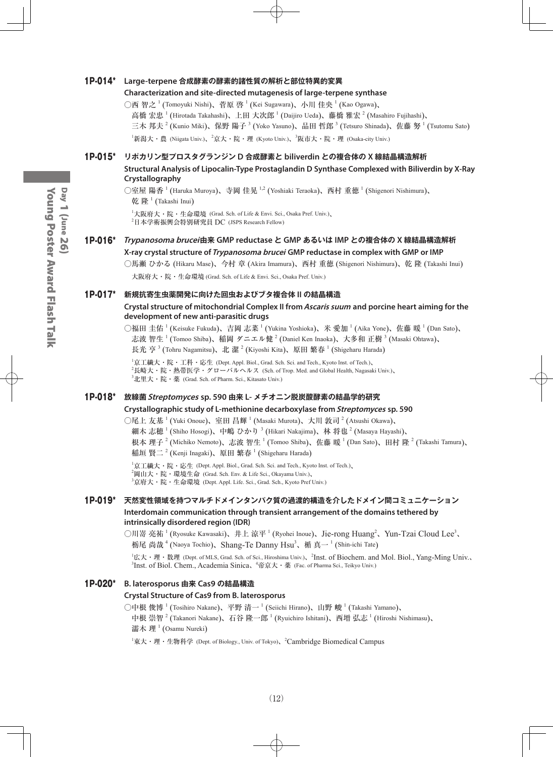## 1P-014* Large-terpene 合成酵素の酵素的諸性質の解析と部位特異的変異

**Characterization and site-directed mutagenesis of large-terpene synthase**

○西 智之[1] (Tomoyuki Nishi)、菅原 啓[1] (Kei Sugawara)、小川 佳央[1] (Kao Ogawa)、高橋 宏忠[1] (Hirotada Takahashi)、上田 大次郎[1] (Daijiro Ueda)、藤橋 雅宏[2] (Masahiro Fujihashi)、三木 邦夫[2] (Kunio Miki)、保野 陽子[3] (Yoko Yasuno)、品田 哲郎[3] (Tetsuro Shinada)、佐藤 努[1] (Tsutomu Sato)

[1]新潟大・農 (Niigata Univ.)、[2]京大・院・理 (Kyoto Univ.)、[3]阪市大・院・理 (Osaka-city Univ.)

## 1P-015* リポカリン型プロスタグランジン D 合成酵素と biliverdin との複合体の X 線結晶構造解析

**Structural Analysis of Lipocalin-Type Prostaglandin D Synthase Complexed with Biliverdin by X-Ray Crystallography**

○室屋 陽香[1] (Haruka Muroya)、寺岡 佳晃[1,2] (Yoshiaki Teraoka)、西村 重徳[1] (Shigenori Nishimura)、乾 隆[1] (Takashi Inui)

[1]大阪府大・院・生命環境 (Grad. Sch. of Life & Envi. Sci., Osaka Pref. Univ.)、[2]日本学術振興会特別研究員 DC (JSPS Research Fellow)

## 1P-016* *Trypanosoma brucei*由来 GMP reductase と GMP あるいは IMP との複合体の X 線結晶構造解析

**X-ray crystal structure of *Trypanosoma brucei* GMP reductase in complex with GMP or IMP**

○馬瀬 ひかる (Hikaru Mase)、今村 章 (Akira Imamura)、西村 重徳 (Shigenori Nishimura)、乾 隆 (Takashi Inui)

大阪府大・院・生命環境 (Grad. Sch. of Life & Envi. Sci., Osaka Pref. Univ.)

## 1P-017* 新規抗寄生虫薬開発に向けた回虫およびブタ複合体 II の結晶構造

**Crystal structure of mitochondrial Complex II from *Ascaris suum* and porcine heart aiming for the development of new anti-parasitic drugs**

○福田 圭佑[1] (Keisuke Fukuda)、吉岡 志菜[1] (Yukina Yoshioka)、米 愛加[1] (Aika Yone)、佐藤 暖[1] (Dan Sato)、志波 智生[1] (Tomoo Shiba)、稲岡 ダニエル健[2] (Daniel Ken Inaoka)、大多和 正樹[3] (Masaki Ohtawa)、長光 亨[3] (Tohru Nagamitsu)、北 潔[2] (Kiyoshi Kita)、原田 繁春[1] (Shigeharu Harada)

[1]京工繊大・院・工科・応生 (Dept. Appl. Biol., Grad. Sch. Sci. and Tech., Kyoto Inst. of Tech.)、[2]長崎大・院・熱帯医学・グローバルヘルス (Sch. of Trop. Med. and Global Health, Nagasaki Univ.)、[3]北里大・院・薬 (Grad. Sch. of Pharm. Sci., Kitasato Univ.)

## 1P-018* 放線菌 *Streptomyces* sp. 590 由来 L- メチオニン脱炭酸酵素の結晶学的研究

**Crystallographic study of L-methionine decarboxylase from *Streptomyces* sp. 590**

○尾上 友基[1] (Yuki Onoue)、室田 昌輝[1] (Masaki Murota)、大川 敦司[2] (Atsushi Okawa)、細木 志穂[1] (Shiho Hosogi)、中嶋 ひかり[3] (Hikari Nakajima)、林 将也[2] (Masaya Hayashi)、根本 理子[2] (Michiko Nemoto)、志波 智生[1] (Tomoo Shiba)、佐藤 暖[1] (Dan Sato)、田村 隆[2] (Takashi Tamura)、稲垣 賢二[2] (Kenji Inagaki)、原田 繁春[1] (Shigeharu Harada)

[1]京工繊大・院・応生 (Dept. Appl. Biol., Grad. Sch. Sci. and Tech., Kyoto Inst. of Tech.)、[2]岡山大・院・環境生命 (Grad. Sch. Env. & Life Sci., Okayama Univ.)、[3]京府大・院・生命環境 (Dept. Appl. Life. Sci., Grad. Sch., Kyoto Pref Univ.)

## 1P-019* 天然変性領域を持つマルチドメインタンパク質の過渡的構造を介したドメイン間コミュニケーション

**Interdomain communication through transient arrangement of the domains tethered by intrinsically disordered region (IDR)**

○川嵜 亮祐[1] (Ryosuke Kawasaki)、井上 涼平[1] (Ryohei Inoue)、Jie-rong Huang[2]、Yun-Tzai Cloud Lee[3]、栃尾 尚哉[4] (Naoya Tochio)、Shang-Te Danny Hsu[3]、楯 真一[1] (Shin-ichi Tate)

[1]広大・理・数理 (Dept. of MLS, Grad. Sch. of Sci., Hiroshima Univ.)、[2]Inst. of Biochem. and Mol. Biol., Yang-Ming Univ.、[3]Inst. of Biol. Chem., Academia Sinica、[4]帝京大・薬 (Fac. of Pharma Sci., Teikyo Univ.)

## 1P-020* B. laterosporus 由来 Cas9 の結晶構造

**Crystal Structure of Cas9 from B. laterosporus**

○中根 俊博[1] (Tosihiro Nakane)、平野 清一[1] (Seiichi Hirano)、山野 峻[1] (Takashi Yamano)、中根 崇智[2] (Takanori Nakane)、石谷 隆一郎[1] (Ryuichiro Ishitani)、西増 弘志[1] (Hiroshi Nishimasu)、濡木 理[1] (Osamu Nureki)

[1]東大・理・生物科学 (Dept. of Biology., Univ. of Tokyo)、[2]Cambridge Biomedical Campus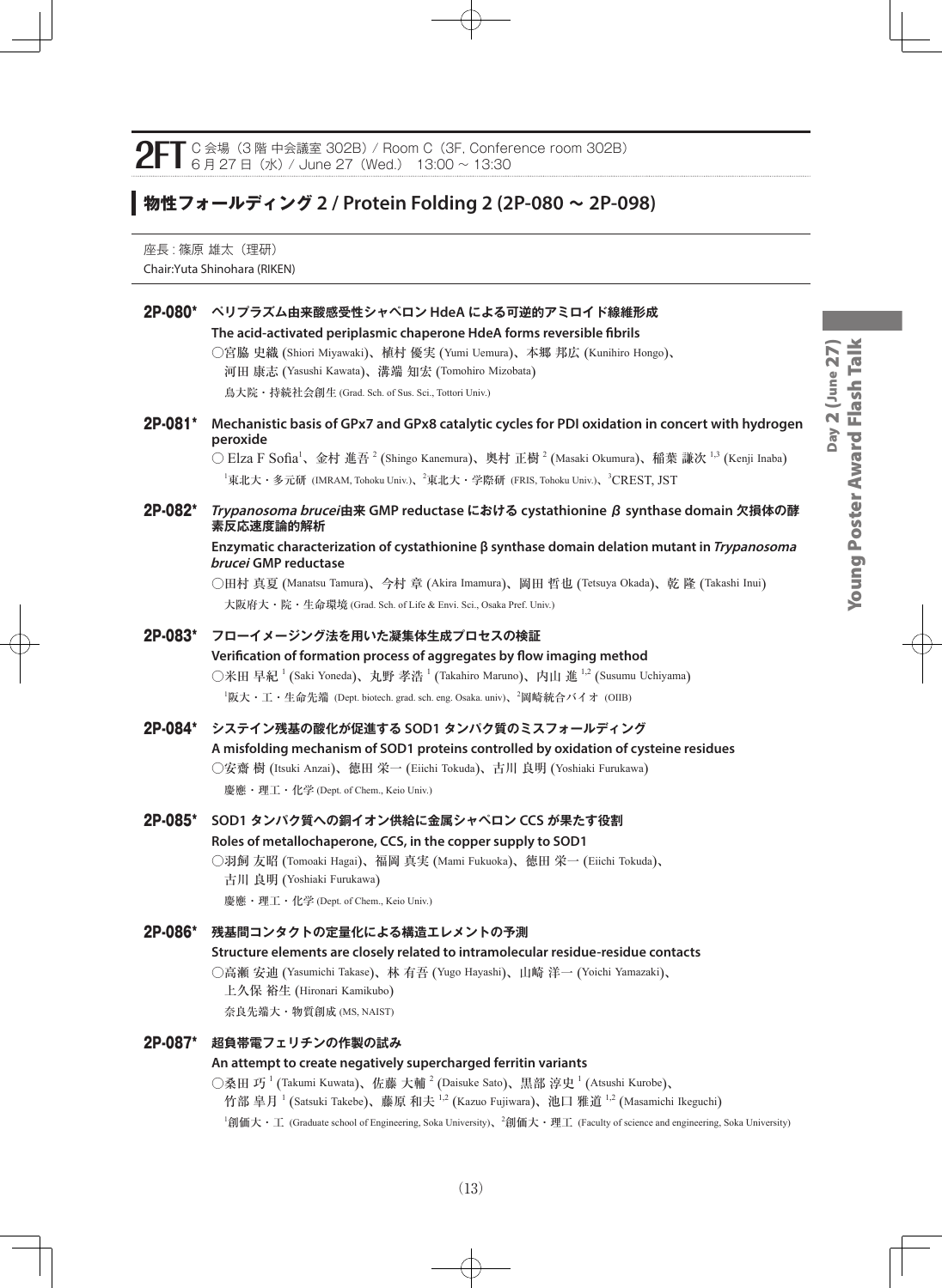## 2FT C 会場（3 階 中会議室 302B）/ Room C（3F, Conference room 302B）6 月 27 日（水）/ June 27（Wed.） 13:00 ~ 13:30

# 物性フォールディング 2 / Protein Folding 2 (2P-080 ~ 2P-098)

座長 : 篠原 雄太（理研）
Chair:Yuta Shinohara (RIKEN)

**2P-080*** **ペリプラズム由来酸感受性シャペロン HdeA による可逆的アミロイド線維形成**
**The acid-activated periplasmic chaperone HdeA forms reversible fibrils**
○宮脇 史織 (Shiori Miyawaki)、植村 優実 (Yumi Uemura)、本郷 邦広 (Kunihiro Hongo)、河田 康志 (Yasushi Kawata)、溝端 知宏 (Tomohiro Mizobata)
鳥大院・持続社会創生 (Grad. Sch. of Sus. Sci., Tottori Univ.)

**2P-081*** **Mechanistic basis of GPx7 and GPx8 catalytic cycles for PDI oxidation in concert with hydrogen peroxide**
○ Elza F Sofia[1]、金村 進吾[2] (Shingo Kanemura)、奥村 正樹[2] (Masaki Okumura)、稲葉 謙次[1,3] (Kenji Inaba)
[1]東北大・多元研 (IMRAM, Tohoku Univ.)、[2]東北大・学際研 (FRIS, Tohoku Univ.)、[3]CREST, JST

**2P-082*** ***Trypanosoma brucei*由来 GMP reductase における cystathionine β synthase domain 欠損体の酵素反応速度論的解析**
**Enzymatic characterization of cystathionine β synthase domain delation mutant in *Trypanosoma brucei* GMP reductase**
○田村 真夏 (Manatsu Tamura)、今村 章 (Akira Imamura)、岡田 哲也 (Tetsuya Okada)、乾 隆 (Takashi Inui)
大阪府大・院・生命環境 (Grad. Sch. of Life & Envi. Sci., Osaka Pref. Univ.)

**2P-083*** **フローイメージング法を用いた凝集体生成プロセスの検証**
**Verification of formation process of aggregates by flow imaging method**
○米田 早紀[1] (Saki Yoneda)、丸野 孝浩[1] (Takahiro Maruno)、内山 進[1,2] (Susumu Uchiyama)
[1]阪大・工・生命先端 (Dept. biotech. grad. sch. eng. Osaka. univ)、[2]岡崎統合バイオ (OIIB)

**2P-084*** **システイン残基の酸化が促進する SOD1 タンパク質のミスフォールディング**
**A misfolding mechanism of SOD1 proteins controlled by oxidation of cysteine residues**
○安齋 樹 (Itsuki Anzai)、徳田 栄一 (Eiichi Tokuda)、古川 良明 (Yoshiaki Furukawa)
慶應・理工・化学 (Dept. of Chem., Keio Univ.)

**2P-085*** **SOD1 タンパク質への銅イオン供給に金属シャペロン CCS が果たす役割**
**Roles of metallochaperone, CCS, in the copper supply to SOD1**
○羽飼 友昭 (Tomoaki Hagai)、福岡 真実 (Mami Fukuoka)、徳田 栄一 (Eiichi Tokuda)、古川 良明 (Yoshiaki Furukawa)
慶應・理工・化学 (Dept. of Chem., Keio Univ.)

**2P-086*** **残基間コンタクトの定量化による構造エレメントの予測**
**Structure elements are closely related to intramolecular residue-residue contacts**
○高瀬 安迪 (Yasumichi Takase)、林 有吾 (Yugo Hayashi)、山崎 洋一 (Yoichi Yamazaki)、上久保 裕生 (Hironari Kamikubo)
奈良先端大・物質創成 (MS, NAIST)

**2P-087*** **超負帯電フェリチンの作製の試み**
**An attempt to create negatively supercharged ferritin variants**
○桑田 巧[1] (Takumi Kuwata)、佐藤 大輔[2] (Daisuke Sato)、黒部 淳史[1] (Atsushi Kurobe)、竹部 皐月[1] (Satsuki Takebe)、藤原 和夫[1,2] (Kazuo Fujiwara)、池口 雅道[1,2] (Masamichi Ikeguchi)
[1]創価大・工 (Graduate school of Engineering, Soka University)、[2]創価大・理工 (Faculty of science and engineering, Soka University)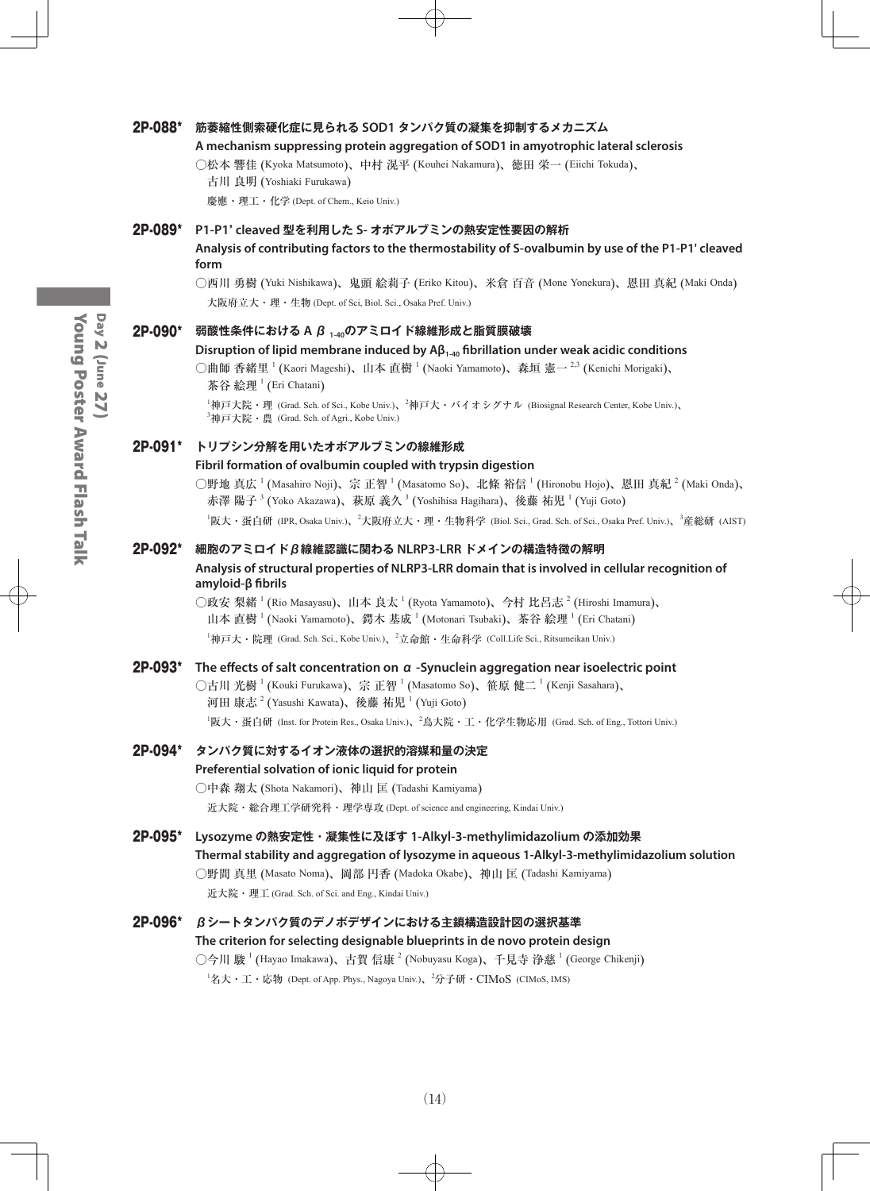## 2P-088* 筋萎縮性側索硬化症に見られる SOD1 タンパク質の凝集を抑制するメカニズム

**A mechanism suppressing protein aggregation of SOD1 in amyotrophic lateral sclerosis**

○松本 響佳 (Kyoka Matsumoto)、中村 滉平 (Kouhei Nakamura)、徳田 栄一 (Eiichi Tokuda)、古川 良明 (Yoshiaki Furukawa)

慶應・理工・化学 (Dept. of Chem., Keio Univ.)

## 2P-089* P1-P1' cleaved 型を利用した S- オボアルブミンの熱安定性要因の解析

**Analysis of contributing factors to the thermostability of S-ovalbumin by use of the P1-P1' cleaved form**

○西川 勇樹 (Yuki Nishikawa)、鬼頭 絵莉子 (Eriko Kitou)、米倉 百音 (Mone Yonekura)、恩田 真紀 (Maki Onda)

大阪府立大・理・生物 (Dept. of Sci, Biol. Sci., Osaka Pref. Univ.)

## 2P-090* 弱酸性条件における A $\beta_{1\text{-}40}$のアミロイド線維形成と脂質膜破壊

**Disruption of lipid membrane induced by A$\beta_{1\text{-}40}$ fibrillation under weak acidic conditions**

○曲師 香緒里 [1] (Kaori Mageshi)、山本 直樹 [1] (Naoki Yamamoto)、森垣 憲一 [2,3] (Kenichi Morigaki)、茶谷 絵理 [1] (Eri Chatani)

[1]神戸大院・理 (Grad. Sch. of Sci., Kobe Univ.)、[2]神戸大・バイオシグナル (Biosignal Research Center, Kobe Univ.)、[3]神戸大院・農 (Grad. Sch. of Agri., Kobe Univ.)

## 2P-091* トリプシン分解を用いたオボアルブミンの線維形成

**Fibril formation of ovalbumin coupled with trypsin digestion**

○野地 真広 [1] (Masahiro Noji)、宗 正智 [1] (Masatomo So)、北條 裕信 [1] (Hironobu Hojo)、恩田 真紀 [2] (Maki Onda)、赤澤 陽子 [3] (Yoko Akazawa)、萩原 義久 [3] (Yoshihisa Hagihara)、後藤 祐児 [1] (Yuji Goto)

[1]阪大・蛋白研 (IPR, Osaka Univ.)、[2]大阪府立大・理・生物科学 (Biol. Sci., Grad. Sch. of Sci., Osaka Pref. Univ.)、[3]産総研 (AIST)

## 2P-092* 細胞のアミロイド$\beta$線維認識に関わる NLRP3-LRR ドメインの構造特徴の解明

**Analysis of structural properties of NLRP3-LRR domain that is involved in cellular recognition of amyloid-β fibrils**

○政安 梨緒 [1] (Rio Masayasu)、山本 良太 [1] (Ryota Yamamoto)、今村 比呂志 [2] (Hiroshi Imamura)、山本 直樹 [1] (Naoki Yamamoto)、鍔木 基成 [1] (Motonari Tsubaki)、茶谷 絵理 [1] (Eri Chatani)

[1]神戸大・院理 (Grad. Sch. Sci., Kobe Univ.)、[2]立命館・生命科学 (Coll.Life Sci., Ritsumeikan Univ.)

## 2P-093* The effects of salt concentration on $\alpha$ -Synuclein aggregation near isoelectric point

○古川 光樹 [1] (Kouki Furukawa)、宗 正智 [1] (Masatomo So)、笹原 健二 [1] (Kenji Sasahara)、河田 康志 [2] (Yasushi Kawata)、後藤 祐児 [1] (Yuji Goto)

[1]阪大・蛋白研 (Inst. for Protein Res., Osaka Univ.)、[2]鳥大院・工・化学生物応用 (Grad. Sch. of Eng., Tottori Univ.)

## 2P-094* タンパク質に対するイオン液体の選択的溶媒和量の決定

**Preferential solvation of ionic liquid for protein**

○中森 翔太 (Shota Nakamori)、神山 匡 (Tadashi Kamiyama)

近大院・総合理工学研究科・理学専攻 (Dept. of science and engineering, Kindai Univ.)

## 2P-095* Lysozyme の熱安定性・凝集性に及ぼす 1-Alkyl-3-methylimidazolium の添加効果

**Thermal stability and aggregation of lysozyme in aqueous 1-Alkyl-3-methylimidazolium solution**

○野間 真里 (Masato Noma)、岡部 円香 (Madoka Okabe)、神山 匡 (Tadashi Kamiyama)

近大院・理工 (Grad. Sch. of Sci. and Eng., Kindai Univ.)

## 2P-096* $\beta$シートタンパク質のデノボデザインにおける主鎖構造設計図の選択基準

**The criterion for selecting designable blueprints in de novo protein design**

○今川 駿 [1] (Hayao Imakawa)、古賀 信康 [2] (Nobuyasu Koga)、千見寺 浄慈 [1] (George Chikenji)

[1]名大・工・応物 (Dept. of App. Phys., Nagoya Univ.)、[2]分子研・CIMoS (CIMoS, IMS)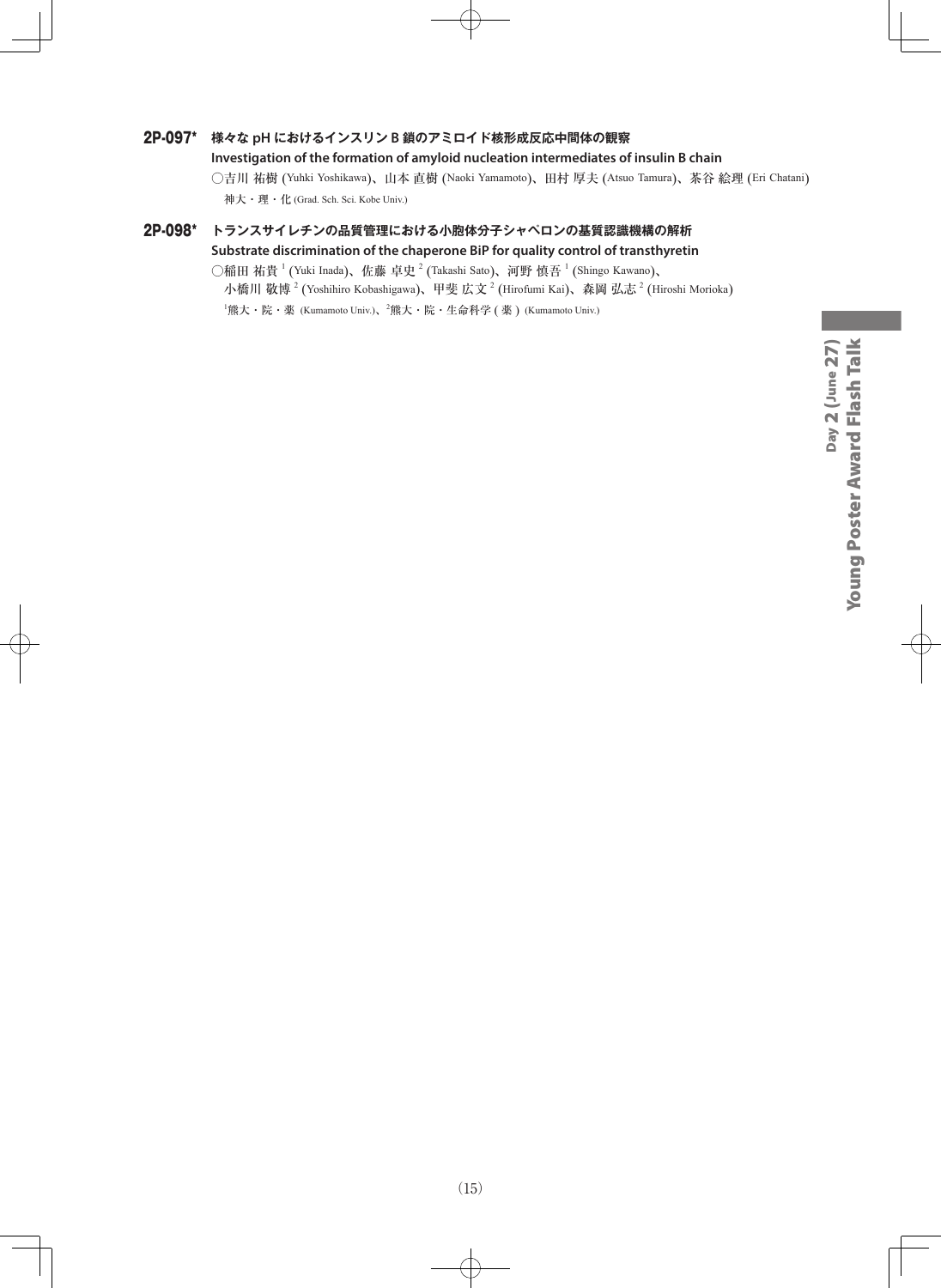## 2P-097* 様々な pH におけるインスリン B 鎖のアミロイド核形成反応中間体の観察

**Investigation of the formation of amyloid nucleation intermediates of insulin B chain**

○吉川 祐樹 (Yuhki Yoshikawa)、山本 直樹 (Naoki Yamamoto)、田村 厚夫 (Atsuo Tamura)、茶谷 絵理 (Eri Chatani)

神大・理・化 (Grad. Sch. Sci. Kobe Univ.)

## 2P-098* トランスサイレチンの品質管理における小胞体分子シャペロンの基質認識機構の解析

**Substrate discrimination of the chaperone BiP for quality control of transthyretin**

○稲田 祐貴 [1] (Yuki Inada)、佐藤 卓史 [2] (Takashi Sato)、河野 慎吾 [1] (Shingo Kawano)、小橋川 敬博 [2] (Yoshihiro Kobashigawa)、甲斐 広文 [2] (Hirofumi Kai)、森岡 弘志 [2] (Hiroshi Morioka)

[1]熊大・院・薬 (Kumamoto Univ.)、[2]熊大・院・生命科学 ( 薬 ) (Kumamoto Univ.)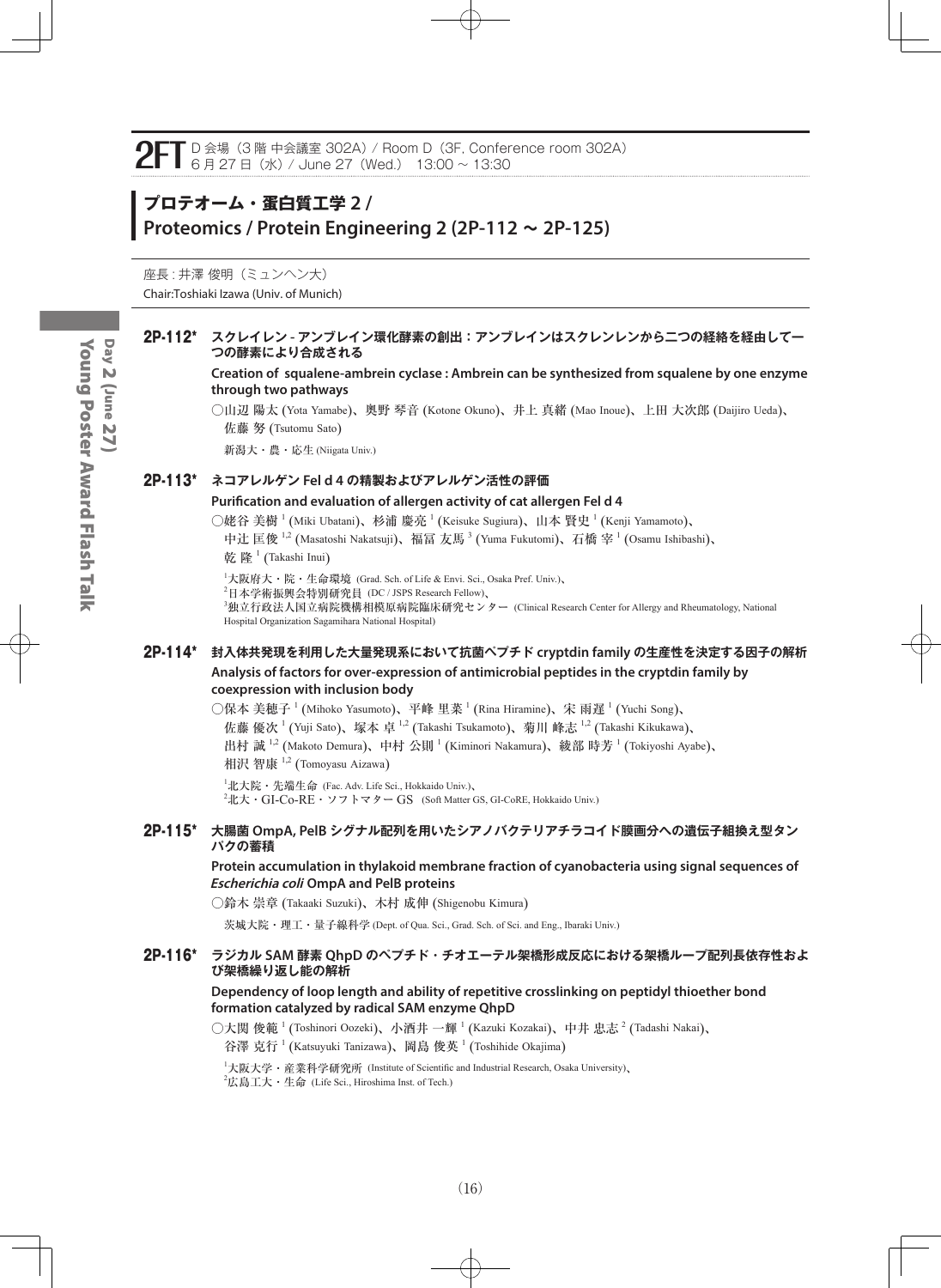**2FT** D 会場（3 階 中会議室 302A）/ Room D（3F, Conference room 302A）
6 月 27 日（水）/ June 27（Wed.） 13:00 ～ 13:30

## プロテオーム・蛋白質工学 2 / Proteomics / Protein Engineering 2 (2P-112 ～ 2P-125)

座長 : 井澤 俊明（ミュンヘン大）
Chair:Toshiaki Izawa (Univ. of Munich)

### 2P-112* スクレイレン - アンブレイン環化酵素の創出：アンブレインはスクレンレンから二つの経絡を経由して一つの酵素により合成される

**Creation of squalene-ambrein cyclase : Ambrein can be synthesized from squalene by one enzyme through two pathways**

○山辺 陽太 (Yota Yamabe)、奥野 琴音 (Kotone Okuno)、井上 真緒 (Mao Inoue)、上田 大次郎 (Daijiro Ueda)、佐藤 努 (Tsutomu Sato)

新潟大・農・応生 (Niigata Univ.)

### 2P-113* ネコアレルゲン Fel d 4 の精製およびアレルゲン活性の評価

**Purification and evaluation of allergen activity of cat allergen Fel d 4**

○姥谷 美樹[1] (Miki Ubatani)、杉浦 慶亮[1] (Keisuke Sugiura)、山本 賢史[1] (Kenji Yamamoto)、中辻 匡俊[1,2] (Masatoshi Nakatsuji)、福冨 友馬[3] (Yuma Fukutomi)、石橋 宰[1] (Osamu Ishibashi)、乾 隆[1] (Takashi Inui)

[1]大阪府大・院・生命環境 (Grad. Sch. of Life & Envi. Sci., Osaka Pref. Univ.)、
[2]日本学術振興会特別研究員 (DC / JSPS Research Fellow)、
[3]独立行政法人国立病院機構相模原病院臨床研究センター (Clinical Research Center for Allergy and Rheumatology, National Hospital Organization Sagamihara National Hospital)

### 2P-114* 封入体共発現を利用した大量発現系において抗菌ペプチド cryptdin family の生産性を決定する因子の解析

**Analysis of factors for over-expression of antimicrobial peptides in the cryptdin family by coexpression with inclusion body**

○保本 美穂子[1] (Mihoko Yasumoto)、平峰 里菜[1] (Rina Hiramine)、宋 雨遅[1] (Yuchi Song)、佐藤 優次[1] (Yuji Sato)、塚本 卓[1,2] (Takashi Tsukamoto)、菊川 峰志[1,2] (Takashi Kikukawa)、出村 誠[1,2] (Makoto Demura)、中村 公則[1] (Kiminori Nakamura)、綾部 時芳[1] (Tokiyoshi Ayabe)、相沢 智康[1,2] (Tomoyasu Aizawa)

[1]北大院・先端生命 (Fac. Adv. Life Sci., Hokkaido Univ.)、
[2]北大・GI-Co-RE・ソフトマター GS (Soft Matter GS, GI-CoRE, Hokkaido Univ.)

### 2P-115* 大腸菌 OmpA, PelB シグナル配列を用いたシアノバクテリアチラコイド膜画分への遺伝子組換え型タンパクの蓄積

**Protein accumulation in thylakoid membrane fraction of cyanobacteria using signal sequences of *Escherichia coli* OmpA and PelB proteins**

○鈴木 崇章 (Takaaki Suzuki)、木村 成伸 (Shigenobu Kimura)

茨城大院・理工・量子線科学 (Dept. of Qua. Sci., Grad. Sch. of Sci. and Eng., Ibaraki Univ.)

### 2P-116* ラジカル SAM 酵素 QhpD のペプチド・チオエーテル架橋形成反応における架橋ループ配列長依存性および架橋繰り返し能の解析

**Dependency of loop length and ability of repetitive crosslinking on peptidyl thioether bond formation catalyzed by radical SAM enzyme QhpD**

○大関 俊範[1] (Toshinori Oozeki)、小酒井 一輝[1] (Kazuki Kozakai)、中井 忠志[2] (Tadashi Nakai)、谷澤 克行[1] (Katsuyuki Tanizawa)、岡島 俊英[1] (Toshihide Okajima)

[1]大阪大学・産業科学研究所 (Institute of Scientific and Industrial Research, Osaka University)、
[2]広島工大・生命 (Life Sci., Hiroshima Inst. of Tech.)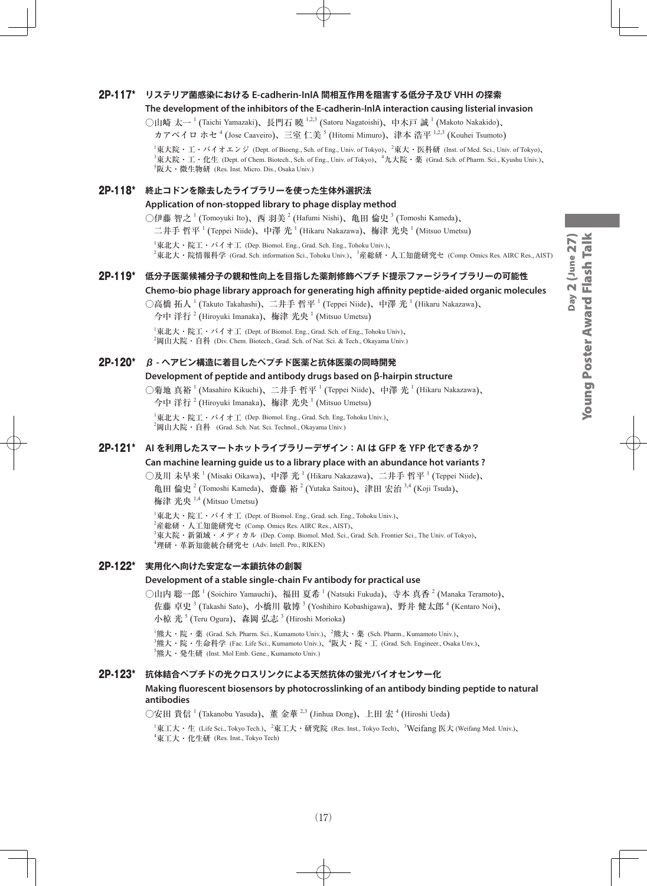## 2P-117* リステリア菌感染における E-cadherin-InlA 間相互作用を阻害する低分子及び VHH の探索

**The development of the inhibitors of the E-cadherin-InlA interaction causing listerial invasion**

○山崎 太一[1] (Taichi Yamazaki)、長門石 曉[1,2,3] (Satoru Nagatoishi)、中木戸 誠[1] (Makoto Nakakido)、カアベイロ ホセ[4] (Jose Caaveiro)、三室 仁美[5] (Hitomi Mimuro)、津本 浩平[1,2,3] (Kouhei Tsumoto)

[1]東大院・工・バイオエンジ (Dept. of Bioeng., Sch. of Eng., Univ. of Tokyo)、[2]東大・医科研 (Inst. of Med. Sci., Univ. of Tokyo)、[3]東大院・工・化生 (Dept. of Chem. Biotech., Sch. of Eng., Univ. of Tokyo)、[4]九大院・薬 (Grad. Sch. of Pharm. Sci., Kyushu Univ.)、[5]阪大・微生物研 (Res. Inst. Micro. Dis., Osaka Univ.)

## 2P-118* 終止コドンを除去したライブラリーを使った生体外選択法

**Application of non-stopped library to phage display method**

○伊藤 智之[1] (Tomoyuki Ito)、西 羽美[2] (Hafumi Nishi)、亀田 倫史[3] (Tomoshi Kameda)、二井手 哲平[1] (Teppei Niide)、中澤 光[1] (Hikaru Nakazawa)、梅津 光央[1] (Mitsuo Umetsu)

[1]東北大・院工・バイオ工 (Dep. Biomol. Eng., Grad. Sch. Eng., Tohoku Univ.)、[2]東北大・院情報科学 (Grad. Sch. information Sci., Tohoku Univ.)、[3]産総研・人工知能研究セ (Comp. Omics Res. AIRC Res., AIST)

## 2P-119* 低分子医薬候補分子の親和性向上を目指した薬剤修飾ペプチド提示ファージライブラリーの可能性

**Chemo-bio phage library approach for generating high affinity peptide-aided organic molecules**

○高橋 拓人[1] (Takuto Takahashi)、二井手 哲平[1] (Teppei Niide)、中澤 光[1] (Hikaru Nakazawa)、今中 洋行[2] (Hiroyuki Imanaka)、梅津 光央[1] (Mitsuo Umetsu)

[1]東北大・院工・バイオ工 (Dept. of Biomol. Eng., Grad. Sch. of Eng., Tohoku Univ)、[2]岡山大院・自科 (Div. Chem. Biotech., Grad. Sch. of Nat. Sci. & Tech., Okayama Univ.)

## 2P-120* β - ヘアピン構造に着目したペプチド医薬と抗体医薬の同時開発

**Development of peptide and antibody drugs based on β-hairpin structure**

○菊地 真裕[1] (Masahiro Kikuchi)、二井手 哲平[1] (Teppei Niide)、中澤 光[1] (Hikaru Nakazawa)、今中 洋行[2] (Hiroyuki Imanaka)、梅津 光央[1] (Mitsuo Umetsu)

[1]東北大・院工・バイオ工 (Dep. Biomol. Eng., Grad. Sch. Eng, Tohoku Univ.)、[2]岡山大院・自科 (Grad. Sch. Nat. Sci. Technol., Okayama Univ.)

## 2P-121* AI を利用したスマートホットライブラリーデザイン：AI は GFP を YFP 化できるか？

**Can machine learning guide us to a library place with an abundance hot variants ?**

○及川 未早来[1] (Misaki Oikawa)、中澤 光[1] (Hikaru Nakazawa)、二井手 哲平[1] (Teppei Niide)、亀田 倫史[2] (Tomoshi Kameda)、齋藤 裕[2] (Yutaka Saitou)、津田 宏治[3,4] (Koji Tsuda)、梅津 光央[1,4] (Mitsuo Umetsu)

[1]東北大・院工・バイオ工 (Dept. of Biomol. Eng., Grad. sch. Eng., Tohoku Univ.)、[2]産総研・人工知能研究セ (Comp. Omics Res. AIRC Res., AIST)、[3]東大院・新領域・メディカル (Dep. Comp. Biomol. Med. Sci., Grad. Sch. Frontier Sci., The Univ. of Tokyo)、[4]理研・革新知能統合研究セ (Adv. Intell. Pro., RIKEN)

## 2P-122* 実用化へ向けた安定な一本鎖抗体の創製

**Development of a stable single-chain Fv antibody for practical use**

○山内 聡一郎[1] (Soichiro Yamauchi)、福田 夏希[1] (Natsuki Fukuda)、寺本 真香[2] (Manaka Teramoto)、佐藤 卓史[3] (Takashi Sato)、小橋川 敬博[3] (Yoshihiro Kobashigawa)、野井 健太郎[4] (Kentaro Noi)、小椋 光[5] (Teru Ogura)、森岡 弘志[3] (Hiroshi Morioka)

[1]熊大・院・薬 (Grad. Sch. Pharm. Sci., Kumamoto Univ.)、[2]熊大・薬 (Sch. Pharm., Kumamoto Univ.)、[3]熊大・院・生命科学 (Fac. Life Sci., Kumamoto Univ.)、[4]阪大・院・工 (Grad. Sch. Engineer., Osaka Unv.)、[5]熊大・発生研 (Inst. Mol Emb. Gene., Kumamoto Univ.)

## 2P-123* 抗体結合ペプチドの光クロスリンクによる天然抗体の蛍光バイオセンサー化

**Making fluorescent biosensors by photocrosslinking of an antibody binding peptide to natural antibodies**

○安田 貴信[1] (Takanobu Yasuda)、董 金華[2,3] (Jinhua Dong)、上田 宏[4] (Hiroshi Ueda)

[1]東工大・生 (Life Sci., Tokyo Tech.)、[2]東工大・研究院 (Res. Inst., Tokyo Tech)、[3]Weifang 医大 (Weifang Med. Univ.)、[4]東工大・化生研 (Res. Inst., Tokyo Tech)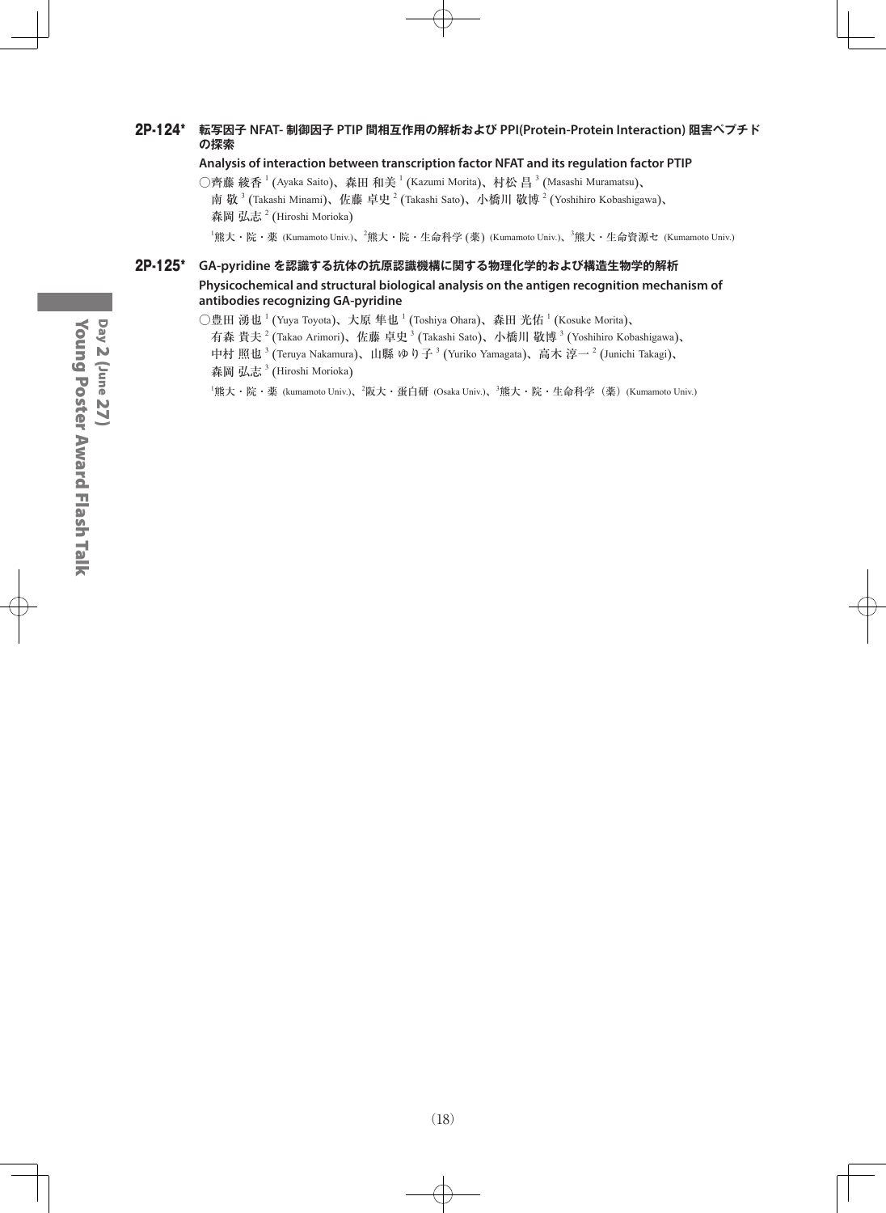## 2P-124* 転写因子 NFAT- 制御因子 PTIP 間相互作用の解析および PPI(Protein-Protein Interaction) 阻害ペプチドの探索

**Analysis of interaction between transcription factor NFAT and its regulation factor PTIP**

○齊藤 綾香 [1] (Ayaka Saito)、森田 和美 [1] (Kazumi Morita)、村松 昌 [3] (Masashi Muramatsu)、南 敬 [3] (Takashi Minami)、佐藤 卓史 [2] (Takashi Sato)、小橋川 敬博 [2] (Yoshihiro Kobashigawa)、森岡 弘志 [2] (Hiroshi Morioka)

[1]熊大・院・薬 (Kumamoto Univ.)、[2]熊大・院・生命科学 (薬) (Kumamoto Univ.)、[3]熊大・生命資源セ (Kumamoto Univ.)

## 2P-125* GA-pyridine を認識する抗体の抗原認識機構に関する物理化学的および構造生物学的解析

**Physicochemical and structural biological analysis on the antigen recognition mechanism of antibodies recognizing GA-pyridine**

○豊田 湧也 [1] (Yuya Toyota)、大原 隼也 [1] (Toshiya Ohara)、森田 光佑 [1] (Kosuke Morita)、有森 貴夫 [2] (Takao Arimori)、佐藤 卓史 [3] (Takashi Sato)、小橋川 敬博 [3] (Yoshihiro Kobashigawa)、中村 照也 [3] (Teruya Nakamura)、山縣 ゆり子 [3] (Yuriko Yamagata)、高木 淳一 [2] (Junichi Takagi)、森岡 弘志 [3] (Hiroshi Morioka)

[1]熊大・院・薬 (kumamoto Univ.)、[2]阪大・蛋白研 (Osaka Univ.)、[3]熊大・院・生命科学（薬）(Kumamoto Univ.)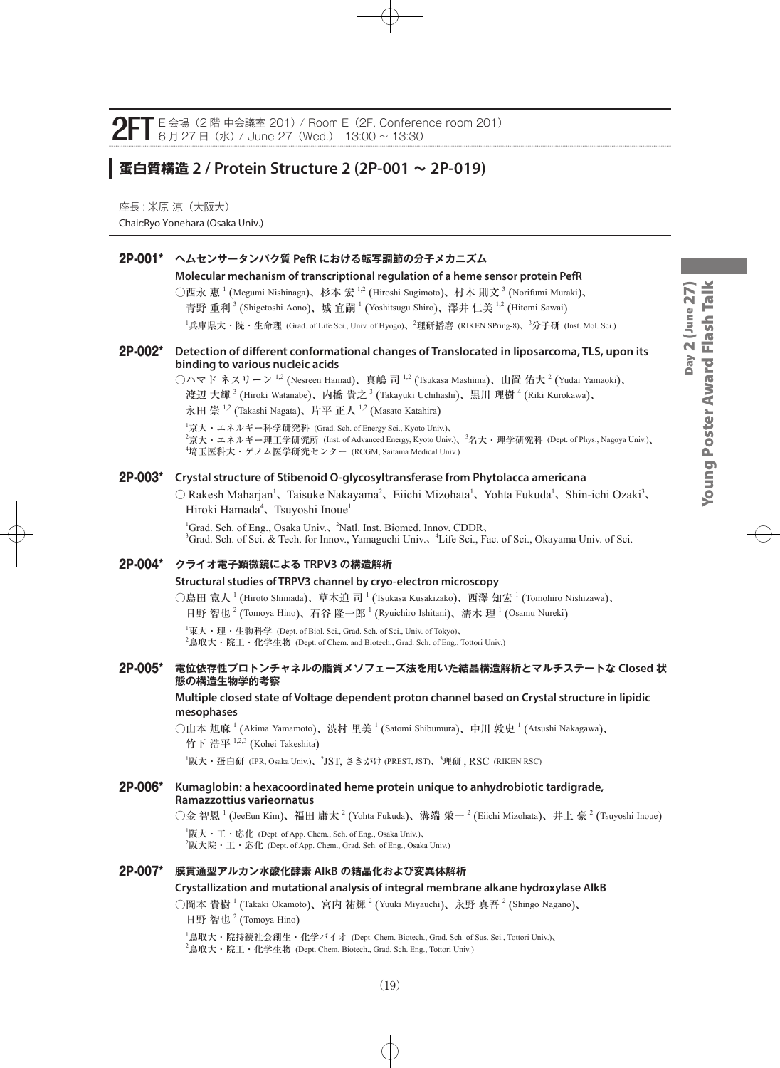**2FT** E 会場（2 階 中会議室 201）/ Room E（2F, Conference room 201）
6 月 27 日（水）/ June 27（Wed.） 13:00 ~ 13:30

## 蛋白質構造 2 / Protein Structure 2 (2P-001 ~ 2P-019)

座長 : 米原 涼（大阪大）
Chair:Ryo Yonehara (Osaka Univ.)

### 2P-001* ヘムセンサータンパク質 PefR における転写調節の分子メカニズム

**Molecular mechanism of transcriptional regulation of a heme sensor protein PefR**

○西永 恵[1] (Megumi Nishinaga)、杉本 宏[1,2] (Hiroshi Sugimoto)、村木 則文[3] (Norifumi Muraki)、青野 重利[3] (Shigetoshi Aono)、城 宜嗣[1] (Yoshitsugu Shiro)、澤井 仁美[1,2] (Hitomi Sawai)

[1]兵庫県大・院・生命理 (Grad. of Life Sci., Univ. of Hyogo)、[2]理研播磨 (RIKEN SPring-8)、[3]分子研 (Inst. Mol. Sci.)

### 2P-002* Detection of different conformational changes of Translocated in liposarcoma, TLS, upon its binding to various nucleic acids

○ハマド ネスリーン[1,2] (Nesreen Hamad)、真嶋 司[1,2] (Tsukasa Mashima)、山置 佑大[2] (Yudai Yamaoki)、渡辺 大輝[3] (Hiroki Watanabe)、内橋 貴之[3] (Takayuki Uchihashi)、黒川 理樹[4] (Riki Kurokawa)、永田 崇[1,2] (Takashi Nagata)、片平 正人[1,2] (Masato Katahira)

[1]京大・エネルギー科学研究科 (Grad. Sch. of Energy Sci., Kyoto Univ.)、
[2]京大・エネルギー理工学研究所 (Inst. of Advanced Energy, Kyoto Univ.)、[3]名大・理学研究科 (Dept. of Phys., Nagoya Univ.)、
[4]埼玉医科大・ゲノム医学研究センター (RCGM, Saitama Medical Univ.)

### 2P-003* Crystal structure of Stibenoid O-glycosyltransferase from Phytolacca americana

○ Rakesh Maharjan[1]、Taisuke Nakayama[2]、Eiichi Mizohata[1]、Yohta Fukuda[1]、Shin-ichi Ozaki[3]、Hiroki Hamada[4]、Tsuyoshi Inoue[1]

[1]Grad. Sch. of Eng., Osaka Univ.、[2]Natl. Inst. Biomed. Innov. CDDR、
[3]Grad. Sch. of Sci. & Tech. for Innov., Yamaguchi Univ.、[4]Life Sci., Fac. of Sci., Okayama Univ. of Sci.

### 2P-004* クライオ電子顕微鏡による TRPV3 の構造解析

**Structural studies of TRPV3 channel by cryo-electron microscopy**

○島田 寛人[1] (Hiroto Shimada)、草木迫 司[1] (Tsukasa Kusakizako)、西澤 知宏[1] (Tomohiro Nishizawa)、日野 智也[2] (Tomoya Hino)、石谷 隆一郎[1] (Ryuichiro Ishitani)、濡木 理[1] (Osamu Nureki)

[1]東大・理・生物科学 (Dept. of Biol. Sci., Grad. Sch. of Sci., Univ. of Tokyo)、
[2]鳥取大・院工・化学生物 (Dept. of Chem. and Biotech., Grad. Sch. of Eng., Tottori Univ.)

### 2P-005* 電位依存性プロトンチャネルの脂質メソフェーズ法を用いた結晶構造解析とマルチステートな Closed 状態の構造生物学的考察

**Multiple closed state of Voltage dependent proton channel based on Crystal structure in lipidic mesophases**

○山本 旭麻[1] (Akima Yamamoto)、渋村 里美[1] (Satomi Shibumura)、中川 敦史[1] (Atsushi Nakagawa)、竹下 浩平[1,2,3] (Kohei Takeshita)

[1]阪大・蛋白研 (IPR, Osaka Univ.)、[2]JST, さきがけ (PREST, JST)、[3]理研 , RSC (RIKEN RSC)

### 2P-006* Kumaglobin: a hexacoordinated heme protein unique to anhydrobiotic tardigrade, Ramazzottius varieornatus

○金 智恩[1] (JeeEun Kim)、福田 庸太[2] (Yohta Fukuda)、溝端 栄一[2] (Eiichi Mizohata)、井上 豪[2] (Tsuyoshi Inoue)

[1]阪大・工・応化 (Dept. of App. Chem., Sch. of Eng., Osaka Univ.)、
[2]阪大院・工・応化 (Dept. of App. Chem., Grad. Sch. of Eng., Osaka Univ.)

### 2P-007* 膜貫通型アルカン水酸化酵素 AlkB の結晶化および変異体解析

**Crystallization and mutational analysis of integral membrane alkane hydroxylase AlkB**

○岡本 貴樹[1] (Takaki Okamoto)、宮内 祐輝[2] (Yuuki Miyauchi)、永野 真吾[2] (Shingo Nagano)、日野 智也[2] (Tomoya Hino)

[1]鳥取大・院持続社会創生・化学バイオ (Dept. Chem. Biotech., Grad. Sch. of Sus. Sci., Tottori Univ.)、
[2]鳥取大・院工・化学生物 (Dept. Chem. Biotech., Grad. Sch. Eng., Tottori Univ.)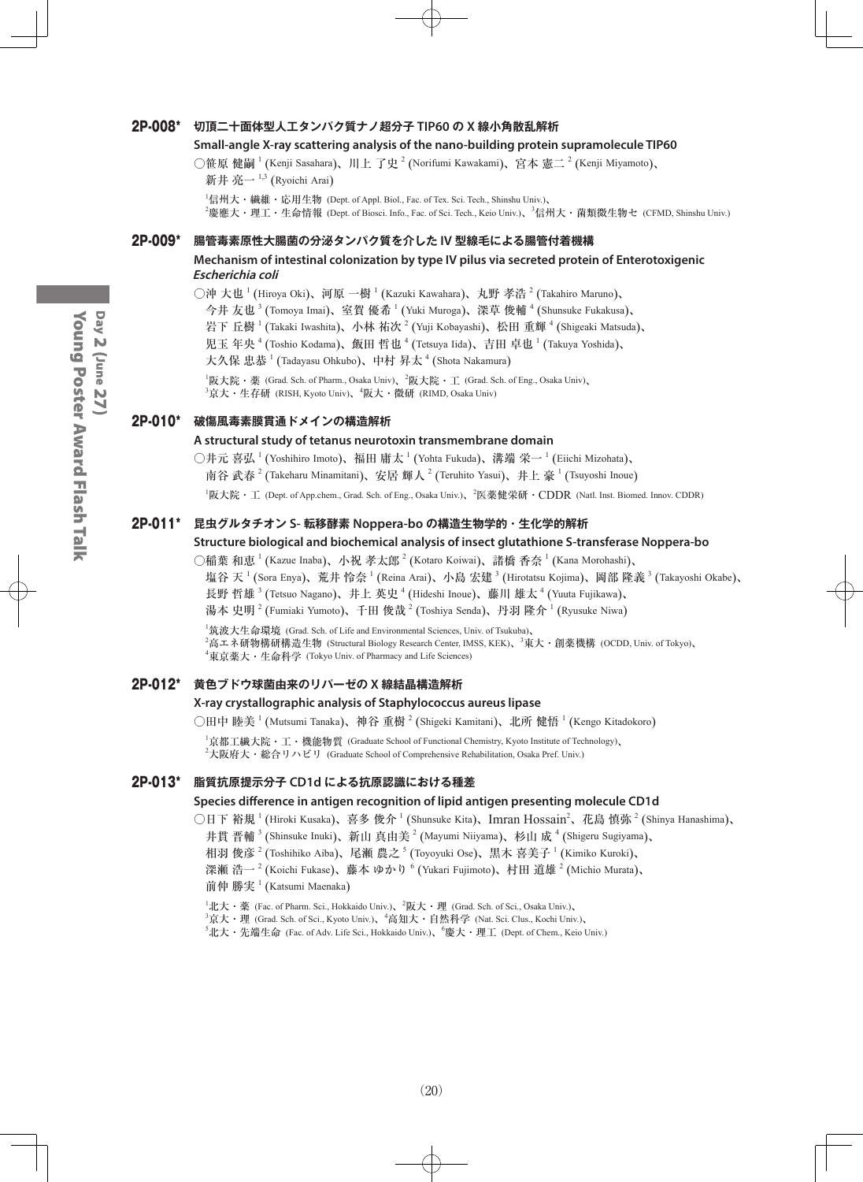## 2P-008* 切頂二十面体型人工タンパク質ナノ超分子 TIP60 の X 線小角散乱解析

**Small-angle X-ray scattering analysis of the nano-building protein supramolecule TIP60**

○笹原 健嗣[1] (Kenji Sasahara)、川上 了史[2] (Norifumi Kawakami)、宮本 憲二[2] (Kenji Miyamoto)、新井 亮一[1,3] (Ryoichi Arai)

[1]信州大・繊維・応用生物 (Dept. of Appl. Biol., Fac. of Tex. Sci. Tech., Shinshu Univ.)、[2]慶應大・理工・生命情報 (Dept. of Biosci. Info., Fac. of Sci. Tech., Keio Univ.)、[3]信州大・菌類微生物セ (CFMD, Shinshu Univ.)

## 2P-009* 腸管毒素原性大腸菌の分泌タンパク質を介した IV 型線毛による腸管付着機構

**Mechanism of intestinal colonization by type IV pilus via secreted protein of Enterotoxigenic *Escherichia coli***

○沖 大也[1] (Hiroya Oki)、河原 一樹[1] (Kazuki Kawahara)、丸野 孝浩[2] (Takahiro Maruno)、今井 友也[3] (Tomoya Imai)、室賀 優希[1] (Yuki Muroga)、深草 俊輔[4] (Shunsuke Fukakusa)、岩下 丘樹[1] (Takaki Iwashita)、小林 祐次[2] (Yuji Kobayashi)、松田 重輝[4] (Shigeaki Matsuda)、児玉 年央[4] (Toshio Kodama)、飯田 哲也[4] (Tetsuya Iida)、吉田 卓也[1] (Takuya Yoshida)、大久保 忠恭[1] (Tadayasu Ohkubo)、中村 昇太[4] (Shota Nakamura)

[1]阪大院・薬 (Grad. Sch. of Pharm., Osaka Univ)、[2]阪大院・工 (Grad. Sch. of Eng., Osaka Univ)、[3]京大・生存研 (RISH, Kyoto Univ)、[4]阪大・微研 (RIMD, Osaka Univ)

## 2P-010* 破傷風毒素膜貫通ドメインの構造解析

**A structural study of tetanus neurotoxin transmembrane domain**

○井元 喜弘[1] (Yoshihiro Imoto)、福田 庸太[1] (Yohta Fukuda)、溝端 栄一[1] (Eiichi Mizohata)、南谷 武春[2] (Takeharu Minamitani)、安居 輝人[2] (Teruhito Yasui)、井上 豪[1] (Tsuyoshi Inoue)

[1]阪大院・工 (Dept. of App.chem., Grad. Sch. of Eng., Osaka Univ.)、[2]医薬健栄研・CDDR (Natl. Inst. Biomed. Innov. CDDR)

## 2P-011* 昆虫グルタチオン S- 転移酵素 Noppera-bo の構造生物学的・生化学的解析

**Structure biological and biochemical analysis of insect glutathione S-transferase Noppera-bo**

○稲葉 和恵[1] (Kazue Inaba)、小祝 孝太郎[2] (Kotaro Koiwai)、諸橋 香奈[1] (Kana Morohashi)、塩谷 天[1] (Sora Enya)、荒井 怜奈[1] (Reina Arai)、小島 宏建[3] (Hirotatsu Kojima)、岡部 隆義[3] (Takayoshi Okabe)、長野 哲雄[3] (Tetsuo Nagano)、井上 英史[4] (Hideshi Inoue)、藤川 雄太[4] (Yuuta Fujikawa)、湯本 史明[2] (Fumiaki Yumoto)、千田 俊哉[2] (Toshiya Senda)、丹羽 隆介[1] (Ryusuke Niwa)

[1]筑波大生命環境 (Grad. Sch. of Life and Environmental Sciences, Univ. of Tsukuba)、[2]高エネ研物構研構造生物 (Structural Biology Research Center, IMSS, KEK)、[3]東大・創薬機構 (OCDD, Univ. of Tokyo)、[4]東京薬大・生命科学 (Tokyo Univ. of Pharmacy and Life Sciences)

## 2P-012* 黄色ブドウ球菌由来のリパーゼの X 線結晶構造解析

**X-ray crystallographic analysis of Staphylococcus aureus lipase**

○田中 睦美[1] (Mutsumi Tanaka)、神谷 重樹[2] (Shigeki Kamitani)、北所 健悟[1] (Kengo Kitadokoro)

[1]京都工繊大院・工・機能物質 (Graduate School of Functional Chemistry, Kyoto Institute of Technology)、[2]大阪府大・総合リハビリ (Graduate School of Comprehensive Rehabilitation, Osaka Pref. Univ.)

## 2P-013* 脂質抗原提示分子 CD1d による抗原認識における種差

**Species difference in antigen recognition of lipid antigen presenting molecule CD1d**

○日下 裕規[1] (Hiroki Kusaka)、喜多 俊介[1] (Shunsuke Kita)、Imran Hossain[2]、花島 慎弥[2] (Shinya Hanashima)、井貫 晋輔[3] (Shinsuke Inuki)、新山 真由美[2] (Mayumi Niiyama)、杉山 成[4] (Shigeru Sugiyama)、相羽 俊彦[2] (Toshihiko Aiba)、尾瀬 農之[5] (Toyoyuki Ose)、黒木 喜美子[1] (Kimiko Kuroki)、深瀬 浩一[2] (Koichi Fukase)、藤本 ゆかり[6] (Yukari Fujimoto)、村田 道雄[2] (Michio Murata)、前仲 勝実[1] (Katsumi Maenaka)

[1]北大・薬 (Fac. of Pharm. Sci., Hokkaido Univ.)、[2]阪大・理 (Grad. Sch. of Sci., Osaka Univ.)、[3]京大・理 (Grad. Sch. of Sci., Kyoto Univ.)、[4]高知大・自然科学 (Nat. Sci. Clus., Kochi Univ.)、[5]北大・先端生命 (Fac. of Adv. Life Sci., Hokkaido Univ.)、[6]慶大・理工 (Dept. of Chem., Keio Univ.)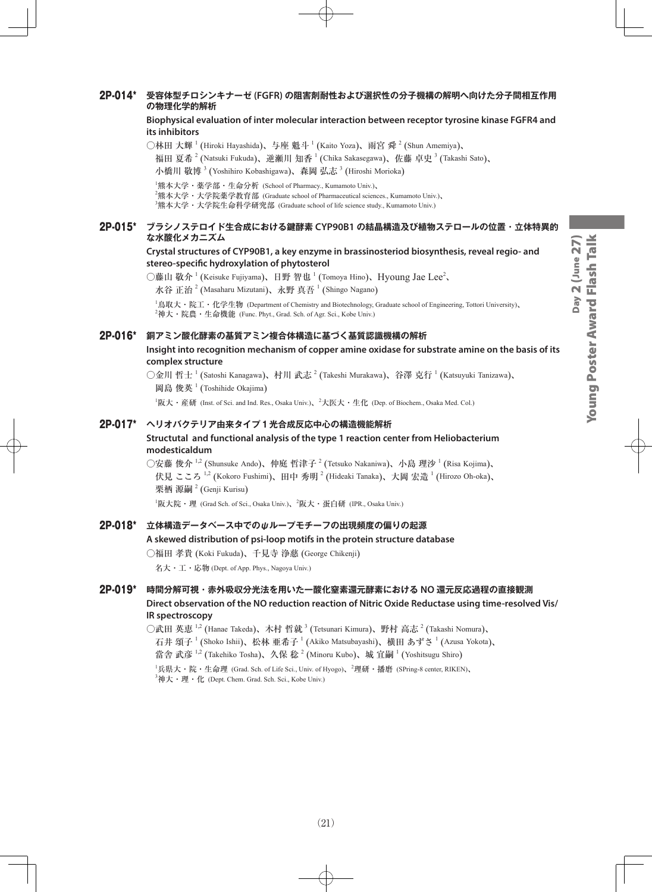## 2P-014* 受容体型チロシンキナーゼ (FGFR) の阻害剤耐性および選択性の分子機構の解明へ向けた分子間相互作用の物理化学的解析

**Biophysical evaluation of inter molecular interaction between receptor tyrosine kinase FGFR4 and its inhibitors**

○林田 大輝[1] (Hiroki Hayashida)、与座 魁斗[1] (Kaito Yoza)、雨宮 舜[2] (Shun Amemiya)、福田 夏希[2] (Natsuki Fukuda)、逆瀬川 知香[1] (Chika Sakasegawa)、佐藤 卓史[3] (Takashi Sato)、小橋川 敬博[3] (Yoshihiro Kobashigawa)、森岡 弘志[3] (Hiroshi Morioka)

[1]熊本大学・薬学部・生命分析 (School of Pharmacy., Kumamoto Univ.)、[2]熊本大学・大学院薬学教育部 (Graduate school of Pharmaceutical sciences., Kumamoto Univ.)、[3]熊本大学・大学院生命科学研究部 (Graduate school of life science study., Kumamoto Univ.)

## 2P-015* ブラシノステロイド生合成における鍵酵素 CYP90B1 の結晶構造及び植物ステロールの位置・立体特異的な水酸化メカニズム

**Crystal structures of CYP90B1, a key enzyme in brassinosteriod biosynthesis, reveal regio- and stereo-specific hydroxylation of phytosterol**

○藤山 敬介[1] (Keisuke Fujiyama)、日野 智也[1] (Tomoya Hino)、Hyoung Jae Lee[2]、水谷 正治[2] (Masaharu Mizutani)、永野 真吾[1] (Shingo Nagano)

[1]鳥取大・院工・化学生物 (Department of Chemistry and Biotechnology, Graduate school of Engineering, Tottori University)、[2]神大・院農・生命機能 (Func. Phyt., Grad. Sch. of Agr. Sci., Kobe Univ.)

## 2P-016* 銅アミン酸化酵素の基質アミン複合体構造に基づく基質認識機構の解析

**Insight into recognition mechanism of copper amine oxidase for substrate amine on the basis of its complex structure**

○金川 哲士[1] (Satoshi Kanagawa)、村川 武志[2] (Takeshi Murakawa)、谷澤 克行[1] (Katsuyuki Tanizawa)、岡島 俊英[1] (Toshihide Okajima)

[1]阪大・産研 (Inst. of Sci. and Ind. Res., Osaka Univ.)、[2]大医大・生化 (Dep. of Biochem., Osaka Med. Col.)

## 2P-017* ヘリオバクテリア由来タイプ 1 光合成反応中心の構造機能解析

**Structutal and functional analysis of the type 1 reaction center from Heliobacterium modesticaldum**

○安藤 俊介[1,2] (Shunsuke Ando)、仲庭 哲津子[2] (Tetsuko Nakaniwa)、小島 理沙[1] (Risa Kojima)、伏見 こころ[1,2] (Kokoro Fushimi)、田中 秀明[2] (Hideaki Tanaka)、大岡 宏造[1] (Hirozo Oh-oka)、栗栖 源嗣[2] (Genji Kurisu)

[1]阪大院・理 (Grad Sch. of Sci., Osaka Univ.)、[2]阪大・蛋白研 (IPR., Osaka Univ.)

## 2P-018* 立体構造データベース中でのψループモチーフの出現頻度の偏りの起源

**A skewed distribution of psi-loop motifs in the protein structure database**

○福田 孝貴 (Koki Fukuda)、千見寺 浄慈 (George Chikenji)

名大・工・応物 (Dept. of App. Phys., Nagoya Univ.)

## 2P-019* 時間分解可視・赤外吸収分光法を用いた一酸化窒素還元酵素における NO 還元反応過程の直接観測

**Direct observation of the NO reduction reaction of Nitric Oxide Reductase using time-resolved Vis/IR spectroscopy**

○武田 英恵[1,2] (Hanae Takeda)、木村 哲就[3] (Tetsunari Kimura)、野村 高志[2] (Takashi Nomura)、石井 頌子[1] (Shoko Ishii)、松林 亜希子[1] (Akiko Matsubayashi)、横田 あずさ[1] (Azusa Yokota)、當舎 武彦[1,2] (Takehiko Tosha)、久保 稔[2] (Minoru Kubo)、城 宜嗣[1] (Yoshitsugu Shiro)

[1]兵県大・院・生命理 (Grad. Sch. of Life Sci., Univ. of Hyogo)、[2]理研・播磨 (SPring-8 center, RIKEN)、[3]神大・理・化 (Dept. Chem. Grad. Sch. Sci., Kobe Univ.)